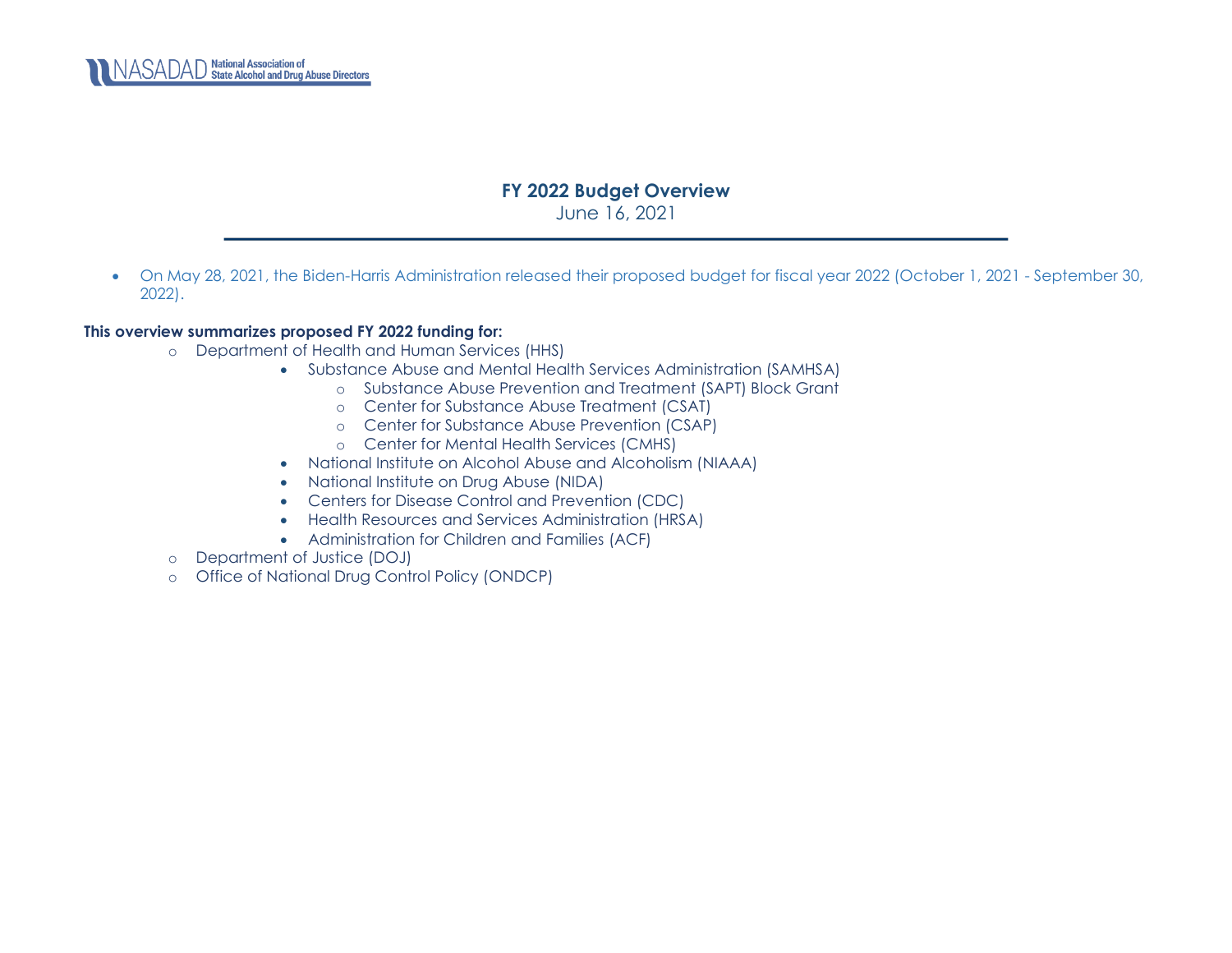NASADAD National Association of State Alcohol and Drug Abuse Directors

# FY 2022 Budget Overview

June 16, 2021

- On May 28, 2021, the Biden-Harris Administration released their proposed budget for fiscal year 2022 (October 1, 2021 - September 30, 2022).

**This overview summarizes proposed FY 2022 funding for:**

- Department of Health and Human Services (HHS)
  - Substance Abuse and Mental Health Services Administration (SAMHSA)
    - Substance Abuse Prevention and Treatment (SAPT) Block Grant
    - Center for Substance Abuse Treatment (CSAT)
    - Center for Substance Abuse Prevention (CSAP)
    - Center for Mental Health Services (CMHS)
  - National Institute on Alcohol Abuse and Alcoholism (NIAAA)
  - National Institute on Drug Abuse (NIDA)
  - Centers for Disease Control and Prevention (CDC)
  - Health Resources and Services Administration (HRSA)
  - Administration for Children and Families (ACF)
- Department of Justice (DOJ)
- Office of National Drug Control Policy (ONDCP)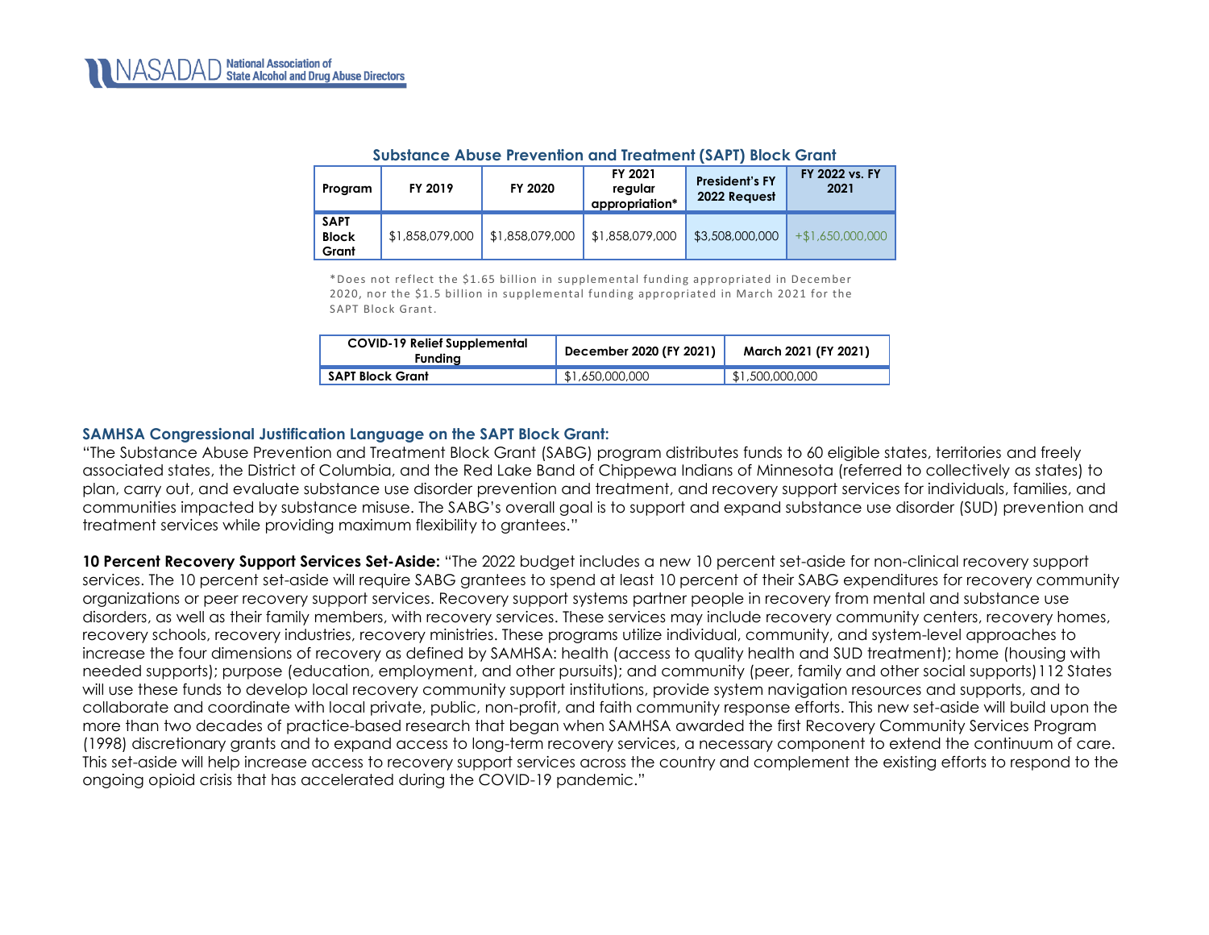### Substance Abuse Prevention and Treatment (SAPT) Block Grant

| Program | FY 2019 | FY 2020 | FY 2021 regular appropriation* | President's FY 2022 Request | FY 2022 vs. FY 2021 |
|---|---|---|---|---|---|
| SAPT Block Grant | $1,858,079,000 | $1,858,079,000 | $1,858,079,000 | $3,508,000,000 | +$1,650,000,000 |

*Does not reflect the $1.65 billion in supplemental funding appropriated in December 2020, nor the $1.5 billion in supplemental funding appropriated in March 2021 for the SAPT Block Grant.

| COVID-19 Relief Supplemental Funding | December 2020 (FY 2021) | March 2021 (FY 2021) |
|---|---|---|
| SAPT Block Grant | $1,650,000,000 | $1,500,000,000 |

### SAMHSA Congressional Justification Language on the SAPT Block Grant:

"The Substance Abuse Prevention and Treatment Block Grant (SABG) program distributes funds to 60 eligible states, territories and freely associated states, the District of Columbia, and the Red Lake Band of Chippewa Indians of Minnesota (referred to collectively as states) to plan, carry out, and evaluate substance use disorder prevention and treatment, and recovery support services for individuals, families, and communities impacted by substance misuse. The SABG's overall goal is to support and expand substance use disorder (SUD) prevention and treatment services while providing maximum flexibility to grantees."

**10 Percent Recovery Support Services Set-Aside:** "The 2022 budget includes a new 10 percent set-aside for non-clinical recovery support services. The 10 percent set-aside will require SABG grantees to spend at least 10 percent of their SABG expenditures for recovery community organizations or peer recovery support services. Recovery support systems partner people in recovery from mental and substance use disorders, as well as their family members, with recovery services. These services may include recovery community centers, recovery homes, recovery schools, recovery industries, recovery ministries. These programs utilize individual, community, and system-level approaches to increase the four dimensions of recovery as defined by SAMHSA: health (access to quality health and SUD treatment); home (housing with needed supports); purpose (education, employment, and other pursuits); and community (peer, family and other social supports)112 States will use these funds to develop local recovery community support institutions, provide system navigation resources and supports, and to collaborate and coordinate with local private, public, non-profit, and faith community response efforts. This new set-aside will build upon the more than two decades of practice-based research that began when SAMHSA awarded the first Recovery Community Services Program (1998) discretionary grants and to expand access to long-term recovery services, a necessary component to extend the continuum of care. This set-aside will help increase access to recovery support services across the country and complement the existing efforts to respond to the ongoing opioid crisis that has accelerated during the COVID-19 pandemic."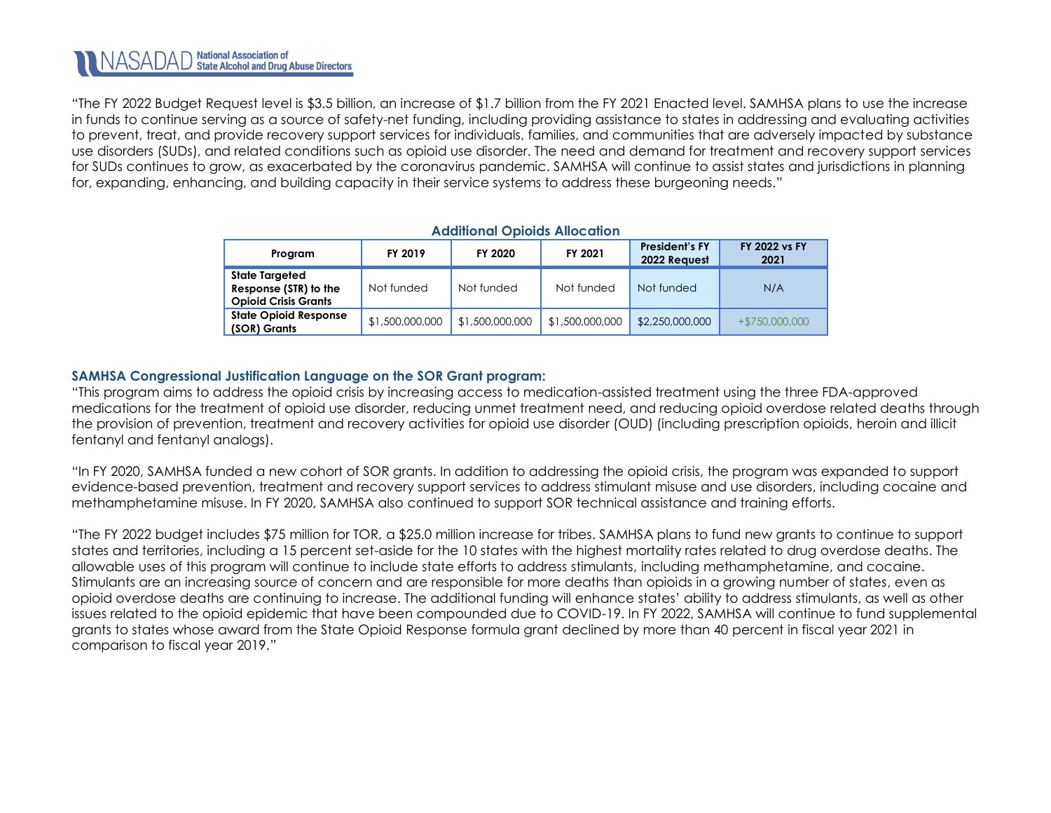"The FY 2022 Budget Request level is $3.5 billion, an increase of $1.7 billion from the FY 2021 Enacted level. SAMHSA plans to use the increase in funds to continue serving as a source of safety-net funding, including providing assistance to states in addressing and evaluating activities to prevent, treat, and provide recovery support services for individuals, families, and communities that are adversely impacted by substance use disorders (SUDs), and related conditions such as opioid use disorder. The need and demand for treatment and recovery support services for SUDs continues to grow, as exacerbated by the coronavirus pandemic. SAMHSA will continue to assist states and jurisdictions in planning for, expanding, enhancing, and building capacity in their service systems to address these burgeoning needs."

**Additional Opioids Allocation**

| Program | FY 2019 | FY 2020 | FY 2021 | President's FY 2022 Request | FY 2022 vs FY 2021 |
|---|---|---|---|---|---|
| **State Targeted Response (STR) to the Opioid Crisis Grants** | Not funded | Not funded | Not funded | Not funded | N/A |
| **State Opioid Response (SOR) Grants** | $1,500,000,000 | $1,500,000,000 | $1,500,000,000 | $2,250,000,000 | +$750,000,000 |

### SAMHSA Congressional Justification Language on the SOR Grant program:

"This program aims to address the opioid crisis by increasing access to medication-assisted treatment using the three FDA-approved medications for the treatment of opioid use disorder, reducing unmet treatment need, and reducing opioid overdose related deaths through the provision of prevention, treatment and recovery activities for opioid use disorder (OUD) (including prescription opioids, heroin and illicit fentanyl and fentanyl analogs).

"In FY 2020, SAMHSA funded a new cohort of SOR grants. In addition to addressing the opioid crisis, the program was expanded to support evidence-based prevention, treatment and recovery support services to address stimulant misuse and use disorders, including cocaine and methamphetamine misuse. In FY 2020, SAMHSA also continued to support SOR technical assistance and training efforts.

"The FY 2022 budget includes $75 million for TOR, a $25.0 million increase for tribes. SAMHSA plans to fund new grants to continue to support states and territories, including a 15 percent set-aside for the 10 states with the highest mortality rates related to drug overdose deaths. The allowable uses of this program will continue to include state efforts to address stimulants, including methamphetamine, and cocaine. Stimulants are an increasing source of concern and are responsible for more deaths than opioids in a growing number of states, even as opioid overdose deaths are continuing to increase. The additional funding will enhance states' ability to address stimulants, as well as other issues related to the opioid epidemic that have been compounded due to COVID-19. In FY 2022, SAMHSA will continue to fund supplemental grants to states whose award from the State Opioid Response formula grant declined by more than 40 percent in fiscal year 2021 in comparison to fiscal year 2019."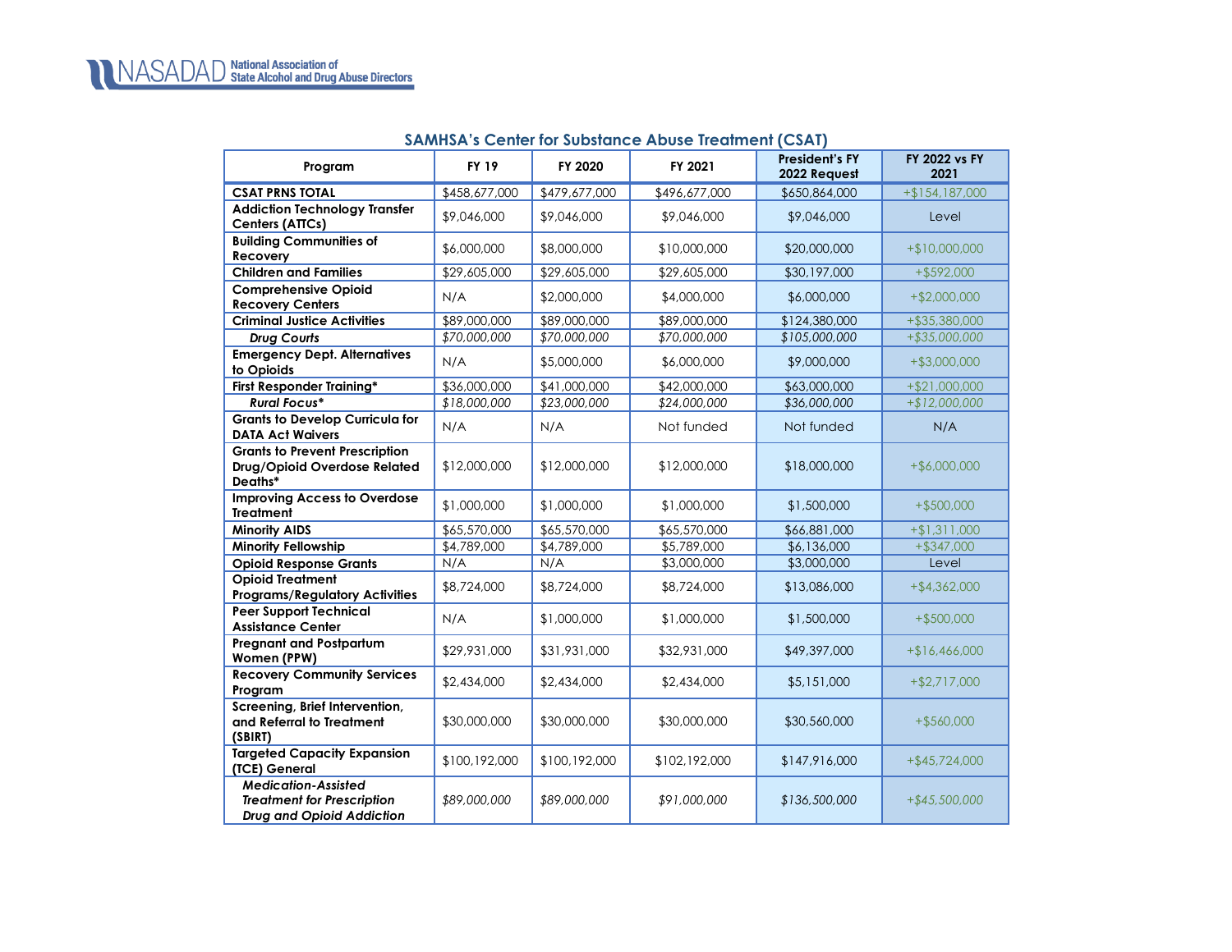## SAMHSA's Center for Substance Abuse Treatment (CSAT)

| Program | FY 19 | FY 2020 | FY 2021 | President's FY 2022 Request | FY 2022 vs FY 2021 |
|---|---|---|---|---|---|
| **CSAT PRNS TOTAL** | $458,677,000 | $479,677,000 | $496,677,000 | $650,864,000 | +$154,187,000 |
| **Addiction Technology Transfer Centers (ATTCs)** | $9,046,000 | $9,046,000 | $9,046,000 | $9,046,000 | Level |
| **Building Communities of Recovery** | $6,000,000 | $8,000,000 | $10,000,000 | $20,000,000 | +$10,000,000 |
| **Children and Families** | $29,605,000 | $29,605,000 | $29,605,000 | $30,197,000 | +$592,000 |
| **Comprehensive Opioid Recovery Centers** | N/A | $2,000,000 | $4,000,000 | $6,000,000 | +$2,000,000 |
| **Criminal Justice Activities** | $89,000,000 | $89,000,000 | $89,000,000 | $124,380,000 | +$35,380,000 |
| ***Drug Courts*** | *$70,000,000* | *$70,000,000* | *$70,000,000* | *$105,000,000* | *+$35,000,000* |
| **Emergency Dept. Alternatives to Opioids** | N/A | $5,000,000 | $6,000,000 | $9,000,000 | +$3,000,000 |
| **First Responder Training*** | $36,000,000 | $41,000,000 | $42,000,000 | $63,000,000 | +$21,000,000 |
| ***Rural Focus**** | *$18,000,000* | *$23,000,000* | *$24,000,000* | *$36,000,000* | *+$12,000,000* |
| **Grants to Develop Curricula for DATA Act Waivers** | N/A | N/A | Not funded | Not funded | N/A |
| **Grants to Prevent Prescription Drug/Opioid Overdose Related Deaths*** | $12,000,000 | $12,000,000 | $12,000,000 | $18,000,000 | +$6,000,000 |
| **Improving Access to Overdose Treatment** | $1,000,000 | $1,000,000 | $1,000,000 | $1,500,000 | +$500,000 |
| **Minority AIDS** | $65,570,000 | $65,570,000 | $65,570,000 | $66,881,000 | +$1,311,000 |
| **Minority Fellowship** | $4,789,000 | $4,789,000 | $5,789,000 | $6,136,000 | +$347,000 |
| **Opioid Response Grants** | N/A | N/A | $3,000,000 | $3,000,000 | Level |
| **Opioid Treatment Programs/Regulatory Activities** | $8,724,000 | $8,724,000 | $8,724,000 | $13,086,000 | +$4,362,000 |
| **Peer Support Technical Assistance Center** | N/A | $1,000,000 | $1,000,000 | $1,500,000 | +$500,000 |
| **Pregnant and Postpartum Women (PPW)** | $29,931,000 | $31,931,000 | $32,931,000 | $49,397,000 | +$16,466,000 |
| **Recovery Community Services Program** | $2,434,000 | $2,434,000 | $2,434,000 | $5,151,000 | +$2,717,000 |
| **Screening, Brief Intervention, and Referral to Treatment (SBIRT)** | $30,000,000 | $30,000,000 | $30,000,000 | $30,560,000 | +$560,000 |
| **Targeted Capacity Expansion (TCE) General** | $100,192,000 | $100,192,000 | $102,192,000 | $147,916,000 | +$45,724,000 |
| ***Medication-Assisted Treatment for Prescription Drug and Opioid Addiction*** | *$89,000,000* | *$89,000,000* | *$91,000,000* | *$136,500,000* | *+$45,500,000* |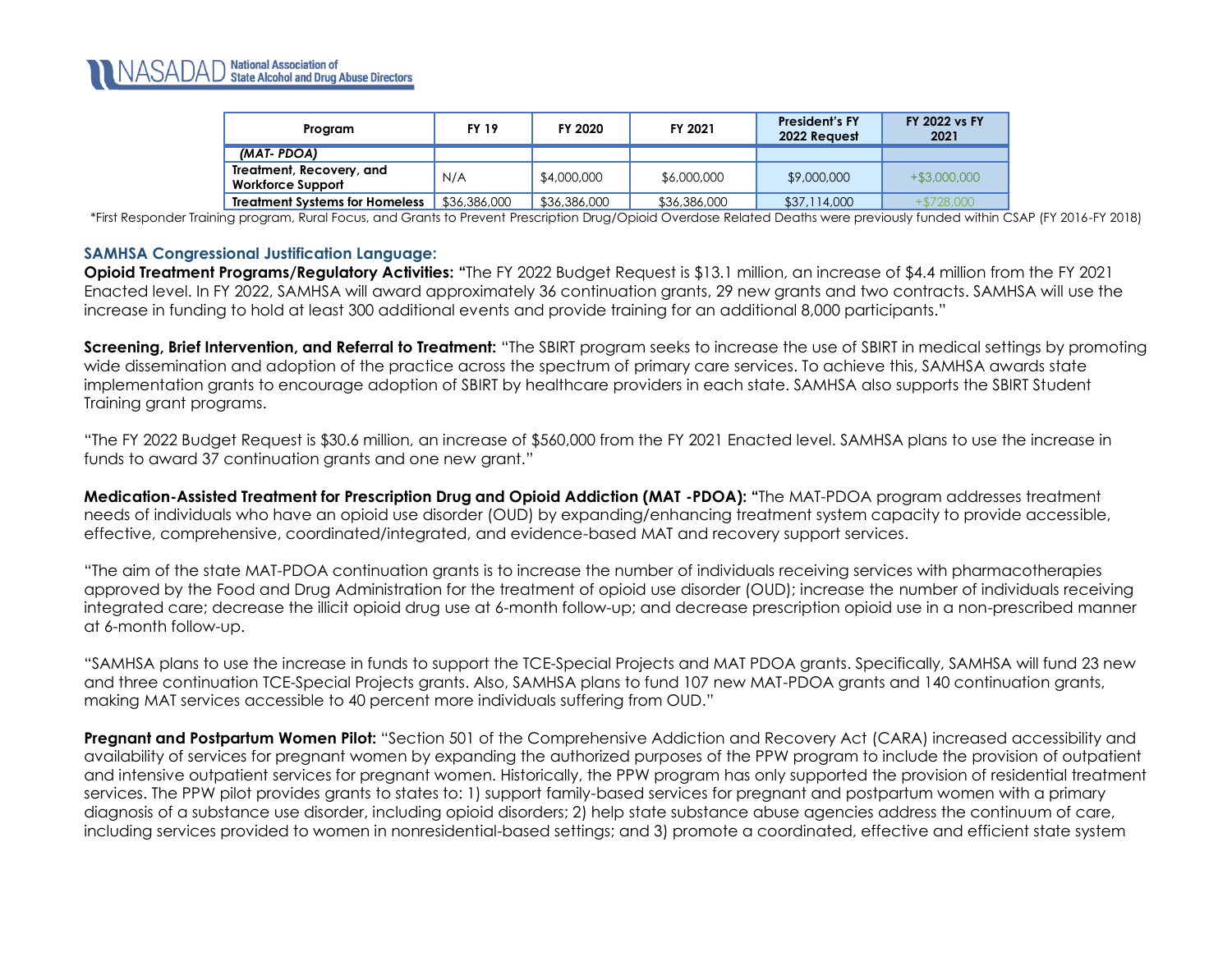| Program | FY 19 | FY 2020 | FY 2021 | President's FY 2022 Request | FY 2022 vs FY 2021 |
|---|---|---|---|---|---|
| *(MAT- PDOA)* | | | | | |
| **Treatment, Recovery, and Workforce Support** | N/A | $4,000,000 | $6,000,000 | $9,000,000 | +$3,000,000 |
| **Treatment Systems for Homeless** | $36,386,000 | $36,386,000 | $36,386,000 | $37,114,000 | +$728,000 |

*First Responder Training program, Rural Focus, and Grants to Prevent Prescription Drug/Opioid Overdose Related Deaths were previously funded within CSAP (FY 2016-FY 2018)

### SAMHSA Congressional Justification Language:

**Opioid Treatment Programs/Regulatory Activities:** "The FY 2022 Budget Request is $13.1 million, an increase of $4.4 million from the FY 2021 Enacted level. In FY 2022, SAMHSA will award approximately 36 continuation grants, 29 new grants and two contracts. SAMHSA will use the increase in funding to hold at least 300 additional events and provide training for an additional 8,000 participants."

**Screening, Brief Intervention, and Referral to Treatment:** "The SBIRT program seeks to increase the use of SBIRT in medical settings by promoting wide dissemination and adoption of the practice across the spectrum of primary care services. To achieve this, SAMHSA awards state implementation grants to encourage adoption of SBIRT by healthcare providers in each state. SAMHSA also supports the SBIRT Student Training grant programs.

"The FY 2022 Budget Request is $30.6 million, an increase of $560,000 from the FY 2021 Enacted level. SAMHSA plans to use the increase in funds to award 37 continuation grants and one new grant."

**Medication-Assisted Treatment for Prescription Drug and Opioid Addiction (MAT -PDOA):** "The MAT-PDOA program addresses treatment needs of individuals who have an opioid use disorder (OUD) by expanding/enhancing treatment system capacity to provide accessible, effective, comprehensive, coordinated/integrated, and evidence-based MAT and recovery support services.

"The aim of the state MAT-PDOA continuation grants is to increase the number of individuals receiving services with pharmacotherapies approved by the Food and Drug Administration for the treatment of opioid use disorder (OUD); increase the number of individuals receiving integrated care; decrease the illicit opioid drug use at 6-month follow-up; and decrease prescription opioid use in a non-prescribed manner at 6-month follow-up.

"SAMHSA plans to use the increase in funds to support the TCE-Special Projects and MAT PDOA grants. Specifically, SAMHSA will fund 23 new and three continuation TCE-Special Projects grants. Also, SAMHSA plans to fund 107 new MAT-PDOA grants and 140 continuation grants, making MAT services accessible to 40 percent more individuals suffering from OUD."

**Pregnant and Postpartum Women Pilot:** "Section 501 of the Comprehensive Addiction and Recovery Act (CARA) increased accessibility and availability of services for pregnant women by expanding the authorized purposes of the PPW program to include the provision of outpatient and intensive outpatient services for pregnant women. Historically, the PPW program has only supported the provision of residential treatment services. The PPW pilot provides grants to states to: 1) support family-based services for pregnant and postpartum women with a primary diagnosis of a substance use disorder, including opioid disorders; 2) help state substance abuse agencies address the continuum of care, including services provided to women in nonresidential-based settings; and 3) promote a coordinated, effective and efficient state system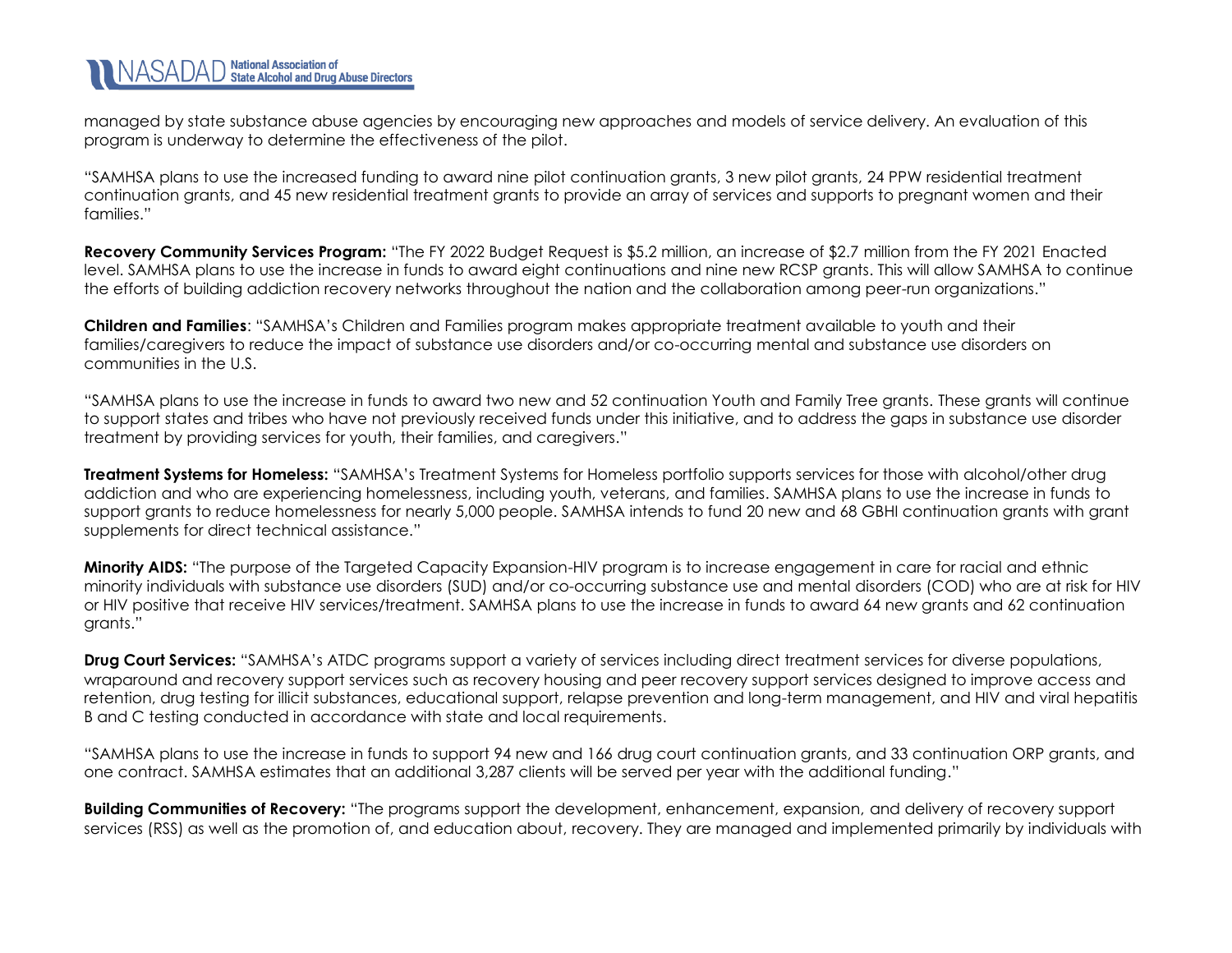managed by state substance abuse agencies by encouraging new approaches and models of service delivery. An evaluation of this program is underway to determine the effectiveness of the pilot.

"SAMHSA plans to use the increased funding to award nine pilot continuation grants, 3 new pilot grants, 24 PPW residential treatment continuation grants, and 45 new residential treatment grants to provide an array of services and supports to pregnant women and their families."

**Recovery Community Services Program:** "The FY 2022 Budget Request is $5.2 million, an increase of $2.7 million from the FY 2021 Enacted level. SAMHSA plans to use the increase in funds to award eight continuations and nine new RCSP grants. This will allow SAMHSA to continue the efforts of building addiction recovery networks throughout the nation and the collaboration among peer-run organizations."

**Children and Families**: "SAMHSA's Children and Families program makes appropriate treatment available to youth and their families/caregivers to reduce the impact of substance use disorders and/or co-occurring mental and substance use disorders on communities in the U.S.

"SAMHSA plans to use the increase in funds to award two new and 52 continuation Youth and Family Tree grants. These grants will continue to support states and tribes who have not previously received funds under this initiative, and to address the gaps in substance use disorder treatment by providing services for youth, their families, and caregivers."

**Treatment Systems for Homeless:** "SAMHSA's Treatment Systems for Homeless portfolio supports services for those with alcohol/other drug addiction and who are experiencing homelessness, including youth, veterans, and families. SAMHSA plans to use the increase in funds to support grants to reduce homelessness for nearly 5,000 people. SAMHSA intends to fund 20 new and 68 GBHI continuation grants with grant supplements for direct technical assistance."

**Minority AIDS:** "The purpose of the Targeted Capacity Expansion-HIV program is to increase engagement in care for racial and ethnic minority individuals with substance use disorders (SUD) and/or co-occurring substance use and mental disorders (COD) who are at risk for HIV or HIV positive that receive HIV services/treatment. SAMHSA plans to use the increase in funds to award 64 new grants and 62 continuation grants."

**Drug Court Services:** "SAMHSA's ATDC programs support a variety of services including direct treatment services for diverse populations, wraparound and recovery support services such as recovery housing and peer recovery support services designed to improve access and retention, drug testing for illicit substances, educational support, relapse prevention and long-term management, and HIV and viral hepatitis B and C testing conducted in accordance with state and local requirements.

"SAMHSA plans to use the increase in funds to support 94 new and 166 drug court continuation grants, and 33 continuation ORP grants, and one contract. SAMHSA estimates that an additional 3,287 clients will be served per year with the additional funding."

**Building Communities of Recovery:** "The programs support the development, enhancement, expansion, and delivery of recovery support services (RSS) as well as the promotion of, and education about, recovery. They are managed and implemented primarily by individuals with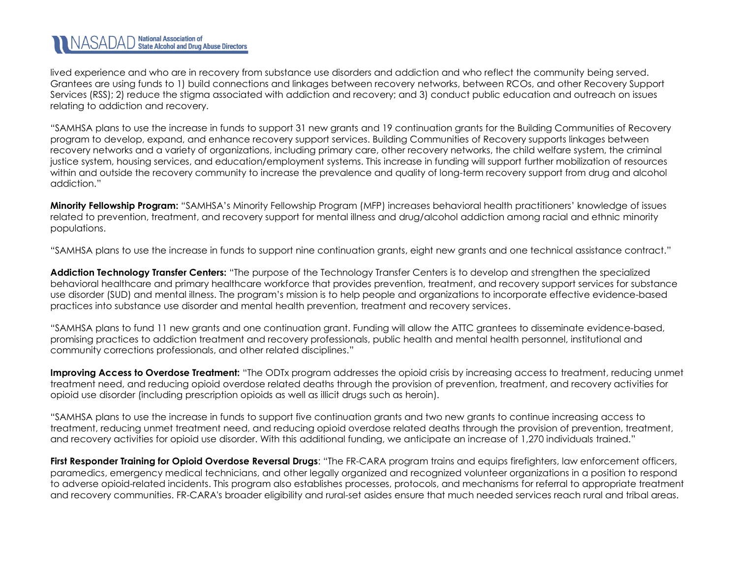lived experience and who are in recovery from substance use disorders and addiction and who reflect the community being served. Grantees are using funds to 1) build connections and linkages between recovery networks, between RCOs, and other Recovery Support Services (RSS); 2) reduce the stigma associated with addiction and recovery; and 3) conduct public education and outreach on issues relating to addiction and recovery.

"SAMHSA plans to use the increase in funds to support 31 new grants and 19 continuation grants for the Building Communities of Recovery program to develop, expand, and enhance recovery support services. Building Communities of Recovery supports linkages between recovery networks and a variety of organizations, including primary care, other recovery networks, the child welfare system, the criminal justice system, housing services, and education/employment systems. This increase in funding will support further mobilization of resources within and outside the recovery community to increase the prevalence and quality of long-term recovery support from drug and alcohol addiction."

**Minority Fellowship Program:** "SAMHSA's Minority Fellowship Program (MFP) increases behavioral health practitioners' knowledge of issues related to prevention, treatment, and recovery support for mental illness and drug/alcohol addiction among racial and ethnic minority populations.

"SAMHSA plans to use the increase in funds to support nine continuation grants, eight new grants and one technical assistance contract."

**Addiction Technology Transfer Centers:** "The purpose of the Technology Transfer Centers is to develop and strengthen the specialized behavioral healthcare and primary healthcare workforce that provides prevention, treatment, and recovery support services for substance use disorder (SUD) and mental illness. The program's mission is to help people and organizations to incorporate effective evidence-based practices into substance use disorder and mental health prevention, treatment and recovery services.

"SAMHSA plans to fund 11 new grants and one continuation grant. Funding will allow the ATTC grantees to disseminate evidence-based, promising practices to addiction treatment and recovery professionals, public health and mental health personnel, institutional and community corrections professionals, and other related disciplines."

**Improving Access to Overdose Treatment:** "The ODTx program addresses the opioid crisis by increasing access to treatment, reducing unmet treatment need, and reducing opioid overdose related deaths through the provision of prevention, treatment, and recovery activities for opioid use disorder (including prescription opioids as well as illicit drugs such as heroin).

"SAMHSA plans to use the increase in funds to support five continuation grants and two new grants to continue increasing access to treatment, reducing unmet treatment need, and reducing opioid overdose related deaths through the provision of prevention, treatment, and recovery activities for opioid use disorder. With this additional funding, we anticipate an increase of 1,270 individuals trained."

**First Responder Training for Opioid Overdose Reversal Drugs**: "The FR-CARA program trains and equips firefighters, law enforcement officers, paramedics, emergency medical technicians, and other legally organized and recognized volunteer organizations in a position to respond to adverse opioid-related incidents. This program also establishes processes, protocols, and mechanisms for referral to appropriate treatment and recovery communities. FR-CARA's broader eligibility and rural-set asides ensure that much needed services reach rural and tribal areas.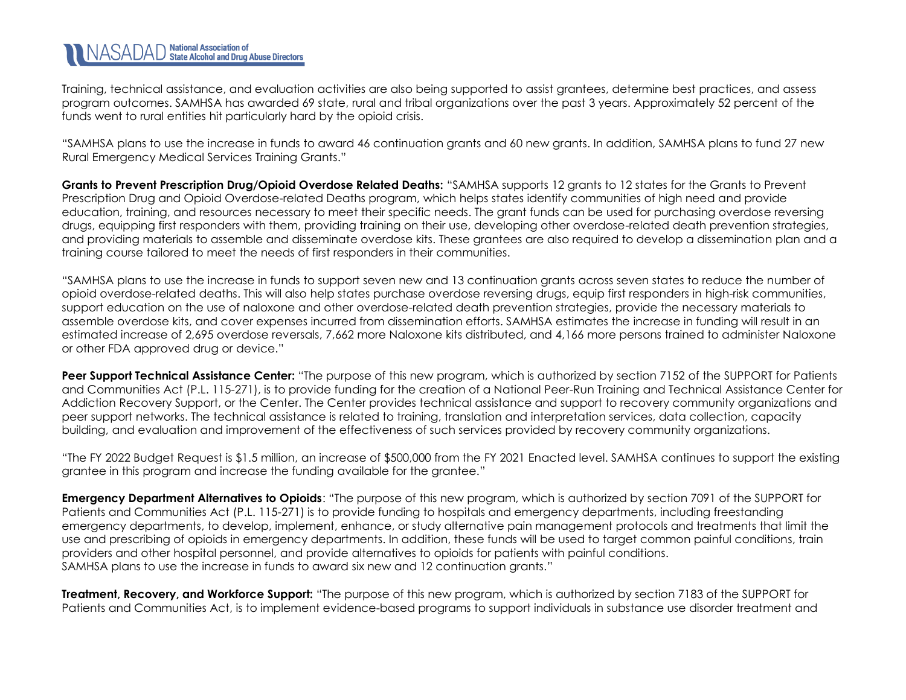Training, technical assistance, and evaluation activities are also being supported to assist grantees, determine best practices, and assess program outcomes. SAMHSA has awarded 69 state, rural and tribal organizations over the past 3 years. Approximately 52 percent of the funds went to rural entities hit particularly hard by the opioid crisis.

"SAMHSA plans to use the increase in funds to award 46 continuation grants and 60 new grants. In addition, SAMHSA plans to fund 27 new Rural Emergency Medical Services Training Grants."

**Grants to Prevent Prescription Drug/Opioid Overdose Related Deaths:** "SAMHSA supports 12 grants to 12 states for the Grants to Prevent Prescription Drug and Opioid Overdose-related Deaths program, which helps states identify communities of high need and provide education, training, and resources necessary to meet their specific needs. The grant funds can be used for purchasing overdose reversing drugs, equipping first responders with them, providing training on their use, developing other overdose-related death prevention strategies, and providing materials to assemble and disseminate overdose kits. These grantees are also required to develop a dissemination plan and a training course tailored to meet the needs of first responders in their communities.

"SAMHSA plans to use the increase in funds to support seven new and 13 continuation grants across seven states to reduce the number of opioid overdose-related deaths. This will also help states purchase overdose reversing drugs, equip first responders in high-risk communities, support education on the use of naloxone and other overdose-related death prevention strategies, provide the necessary materials to assemble overdose kits, and cover expenses incurred from dissemination efforts. SAMHSA estimates the increase in funding will result in an estimated increase of 2,695 overdose reversals, 7,662 more Naloxone kits distributed, and 4,166 more persons trained to administer Naloxone or other FDA approved drug or device."

**Peer Support Technical Assistance Center:** "The purpose of this new program, which is authorized by section 7152 of the SUPPORT for Patients and Communities Act (P.L. 115-271), is to provide funding for the creation of a National Peer-Run Training and Technical Assistance Center for Addiction Recovery Support, or the Center. The Center provides technical assistance and support to recovery community organizations and peer support networks. The technical assistance is related to training, translation and interpretation services, data collection, capacity building, and evaluation and improvement of the effectiveness of such services provided by recovery community organizations.

"The FY 2022 Budget Request is $1.5 million, an increase of $500,000 from the FY 2021 Enacted level. SAMHSA continues to support the existing grantee in this program and increase the funding available for the grantee."

**Emergency Department Alternatives to Opioids**: "The purpose of this new program, which is authorized by section 7091 of the SUPPORT for Patients and Communities Act (P.L. 115-271) is to provide funding to hospitals and emergency departments, including freestanding emergency departments, to develop, implement, enhance, or study alternative pain management protocols and treatments that limit the use and prescribing of opioids in emergency departments. In addition, these funds will be used to target common painful conditions, train providers and other hospital personnel, and provide alternatives to opioids for patients with painful conditions.
SAMHSA plans to use the increase in funds to award six new and 12 continuation grants."

**Treatment, Recovery, and Workforce Support:** "The purpose of this new program, which is authorized by section 7183 of the SUPPORT for Patients and Communities Act, is to implement evidence-based programs to support individuals in substance use disorder treatment and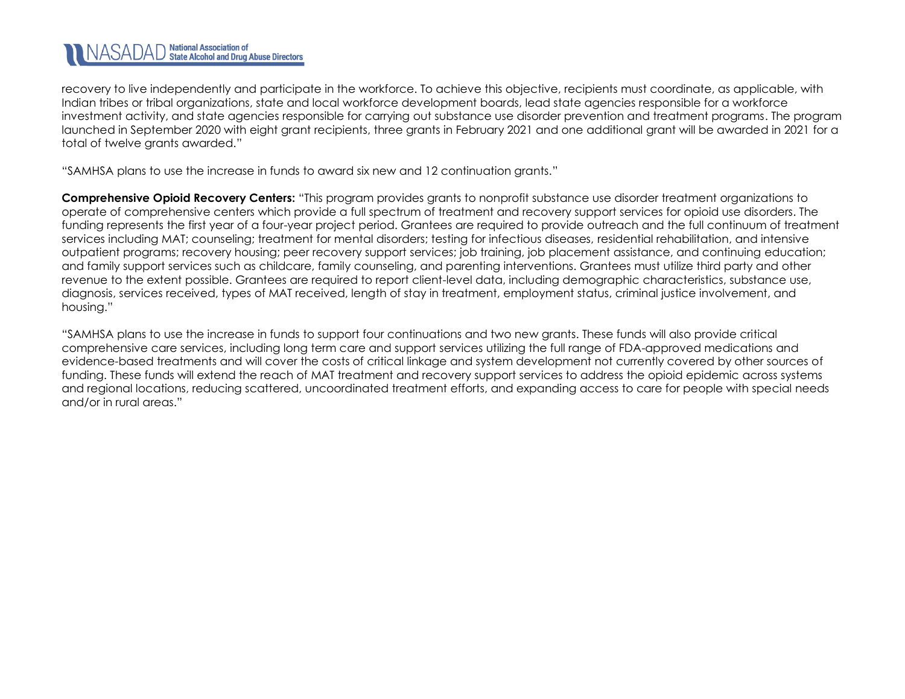recovery to live independently and participate in the workforce. To achieve this objective, recipients must coordinate, as applicable, with Indian tribes or tribal organizations, state and local workforce development boards, lead state agencies responsible for a workforce investment activity, and state agencies responsible for carrying out substance use disorder prevention and treatment programs. The program launched in September 2020 with eight grant recipients, three grants in February 2021 and one additional grant will be awarded in 2021 for a total of twelve grants awarded."

"SAMHSA plans to use the increase in funds to award six new and 12 continuation grants."

**Comprehensive Opioid Recovery Centers:** "This program provides grants to nonprofit substance use disorder treatment organizations to operate of comprehensive centers which provide a full spectrum of treatment and recovery support services for opioid use disorders. The funding represents the first year of a four-year project period. Grantees are required to provide outreach and the full continuum of treatment services including MAT; counseling; treatment for mental disorders; testing for infectious diseases, residential rehabilitation, and intensive outpatient programs; recovery housing; peer recovery support services; job training, job placement assistance, and continuing education; and family support services such as childcare, family counseling, and parenting interventions. Grantees must utilize third party and other revenue to the extent possible. Grantees are required to report client-level data, including demographic characteristics, substance use, diagnosis, services received, types of MAT received, length of stay in treatment, employment status, criminal justice involvement, and housing."

"SAMHSA plans to use the increase in funds to support four continuations and two new grants. These funds will also provide critical comprehensive care services, including long term care and support services utilizing the full range of FDA-approved medications and evidence-based treatments and will cover the costs of critical linkage and system development not currently covered by other sources of funding. These funds will extend the reach of MAT treatment and recovery support services to address the opioid epidemic across systems and regional locations, reducing scattered, uncoordinated treatment efforts, and expanding access to care for people with special needs and/or in rural areas."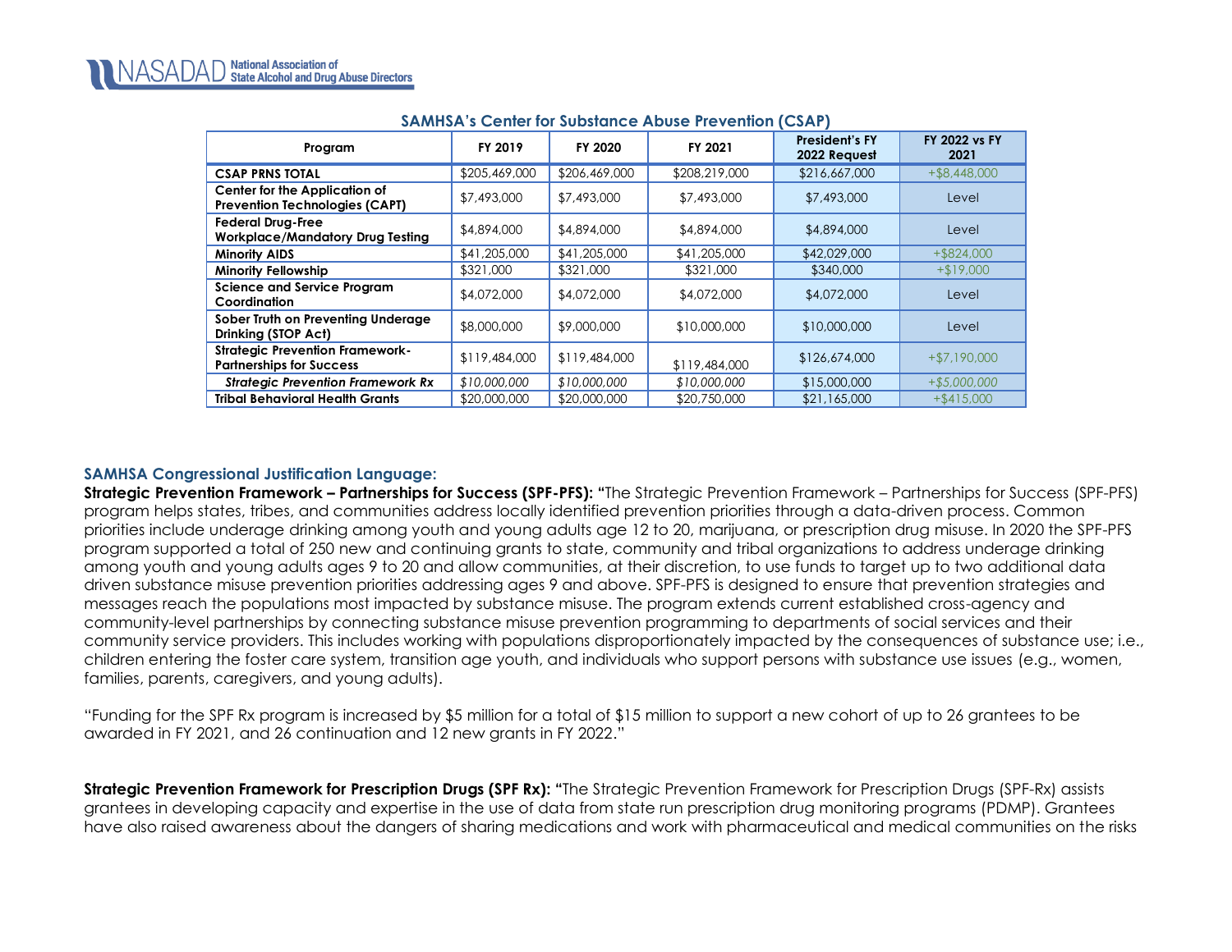## SAMHSA's Center for Substance Abuse Prevention (CSAP)

| Program | FY 2019 | FY 2020 | FY 2021 | President's FY 2022 Request | FY 2022 vs FY 2021 |
|---|---|---|---|---|---|
| **CSAP PRNS TOTAL** | $205,469,000 | $206,469,000 | $208,219,000 | $216,667,000 | +$8,448,000 |
| **Center for the Application of Prevention Technologies (CAPT)** | $7,493,000 | $7,493,000 | $7,493,000 | $7,493,000 | Level |
| **Federal Drug-Free Workplace/Mandatory Drug Testing** | $4,894,000 | $4,894,000 | $4,894,000 | $4,894,000 | Level |
| **Minority AIDS** | $41,205,000 | $41,205,000 | $41,205,000 | $42,029,000 | +$824,000 |
| **Minority Fellowship** | $321,000 | $321,000 | $321,000 | $340,000 | +$19,000 |
| **Science and Service Program Coordination** | $4,072,000 | $4,072,000 | $4,072,000 | $4,072,000 | Level |
| **Sober Truth on Preventing Underage Drinking (STOP Act)** | $8,000,000 | $9,000,000 | $10,000,000 | $10,000,000 | Level |
| **Strategic Prevention Framework-Partnerships for Success** | $119,484,000 | $119,484,000 | $119,484,000 | $126,674,000 | +$7,190,000 |
| ***Strategic Prevention Framework Rx*** | *$10,000,000* | *$10,000,000* | *$10,000,000* | $15,000,000 | *+$5,000,000* |
| **Tribal Behavioral Health Grants** | $20,000,000 | $20,000,000 | $20,750,000 | $21,165,000 | +$415,000 |

### SAMHSA Congressional Justification Language:

**Strategic Prevention Framework – Partnerships for Success (SPF-PFS): "**The Strategic Prevention Framework – Partnerships for Success (SPF-PFS) program helps states, tribes, and communities address locally identified prevention priorities through a data-driven process. Common priorities include underage drinking among youth and young adults age 12 to 20, marijuana, or prescription drug misuse. In 2020 the SPF-PFS program supported a total of 250 new and continuing grants to state, community and tribal organizations to address underage drinking among youth and young adults ages 9 to 20 and allow communities, at their discretion, to use funds to target up to two additional data driven substance misuse prevention priorities addressing ages 9 and above. SPF-PFS is designed to ensure that prevention strategies and messages reach the populations most impacted by substance misuse. The program extends current established cross-agency and community-level partnerships by connecting substance misuse prevention programming to departments of social services and their community service providers. This includes working with populations disproportionately impacted by the consequences of substance use; i.e., children entering the foster care system, transition age youth, and individuals who support persons with substance use issues (e.g., women, families, parents, caregivers, and young adults).

"Funding for the SPF Rx program is increased by $5 million for a total of $15 million to support a new cohort of up to 26 grantees to be awarded in FY 2021, and 26 continuation and 12 new grants in FY 2022."

**Strategic Prevention Framework for Prescription Drugs (SPF Rx): "**The Strategic Prevention Framework for Prescription Drugs (SPF-Rx) assists grantees in developing capacity and expertise in the use of data from state run prescription drug monitoring programs (PDMP). Grantees have also raised awareness about the dangers of sharing medications and work with pharmaceutical and medical communities on the risks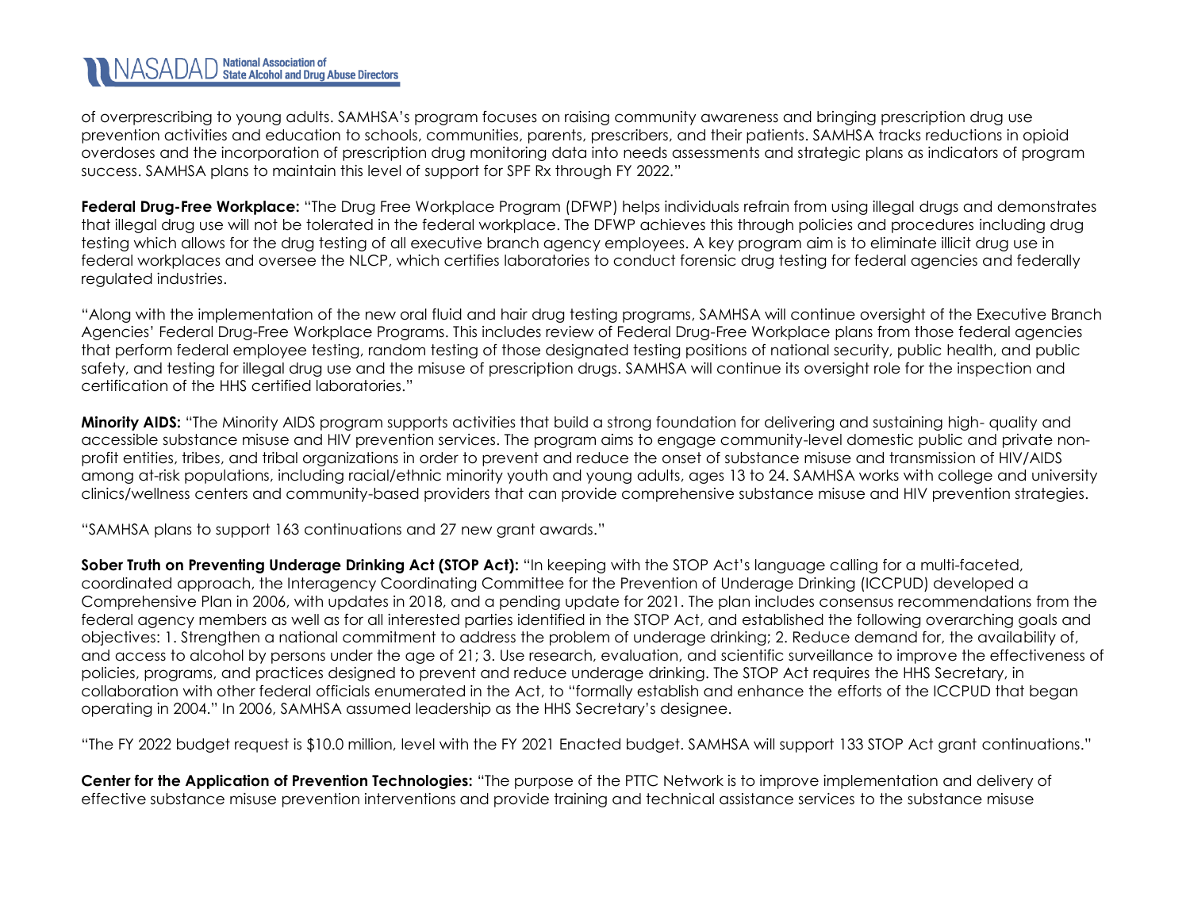of overprescribing to young adults. SAMHSA's program focuses on raising community awareness and bringing prescription drug use prevention activities and education to schools, communities, parents, prescribers, and their patients. SAMHSA tracks reductions in opioid overdoses and the incorporation of prescription drug monitoring data into needs assessments and strategic plans as indicators of program success. SAMHSA plans to maintain this level of support for SPF Rx through FY 2022."

**Federal Drug-Free Workplace:** "The Drug Free Workplace Program (DFWP) helps individuals refrain from using illegal drugs and demonstrates that illegal drug use will not be tolerated in the federal workplace. The DFWP achieves this through policies and procedures including drug testing which allows for the drug testing of all executive branch agency employees. A key program aim is to eliminate illicit drug use in federal workplaces and oversee the NLCP, which certifies laboratories to conduct forensic drug testing for federal agencies and federally regulated industries.

"Along with the implementation of the new oral fluid and hair drug testing programs, SAMHSA will continue oversight of the Executive Branch Agencies' Federal Drug-Free Workplace Programs. This includes review of Federal Drug-Free Workplace plans from those federal agencies that perform federal employee testing, random testing of those designated testing positions of national security, public health, and public safety, and testing for illegal drug use and the misuse of prescription drugs. SAMHSA will continue its oversight role for the inspection and certification of the HHS certified laboratories."

**Minority AIDS:** "The Minority AIDS program supports activities that build a strong foundation for delivering and sustaining high- quality and accessible substance misuse and HIV prevention services. The program aims to engage community-level domestic public and private non-profit entities, tribes, and tribal organizations in order to prevent and reduce the onset of substance misuse and transmission of HIV/AIDS among at-risk populations, including racial/ethnic minority youth and young adults, ages 13 to 24. SAMHSA works with college and university clinics/wellness centers and community-based providers that can provide comprehensive substance misuse and HIV prevention strategies.

"SAMHSA plans to support 163 continuations and 27 new grant awards."

**Sober Truth on Preventing Underage Drinking Act (STOP Act):** "In keeping with the STOP Act's language calling for a multi-faceted, coordinated approach, the Interagency Coordinating Committee for the Prevention of Underage Drinking (ICCPUD) developed a Comprehensive Plan in 2006, with updates in 2018, and a pending update for 2021. The plan includes consensus recommendations from the federal agency members as well as for all interested parties identified in the STOP Act, and established the following overarching goals and objectives: 1. Strengthen a national commitment to address the problem of underage drinking; 2. Reduce demand for, the availability of, and access to alcohol by persons under the age of 21; 3. Use research, evaluation, and scientific surveillance to improve the effectiveness of policies, programs, and practices designed to prevent and reduce underage drinking. The STOP Act requires the HHS Secretary, in collaboration with other federal officials enumerated in the Act, to "formally establish and enhance the efforts of the ICCPUD that began operating in 2004." In 2006, SAMHSA assumed leadership as the HHS Secretary's designee.

"The FY 2022 budget request is $10.0 million, level with the FY 2021 Enacted budget. SAMHSA will support 133 STOP Act grant continuations."

**Center for the Application of Prevention Technologies:** "The purpose of the PTTC Network is to improve implementation and delivery of effective substance misuse prevention interventions and provide training and technical assistance services to the substance misuse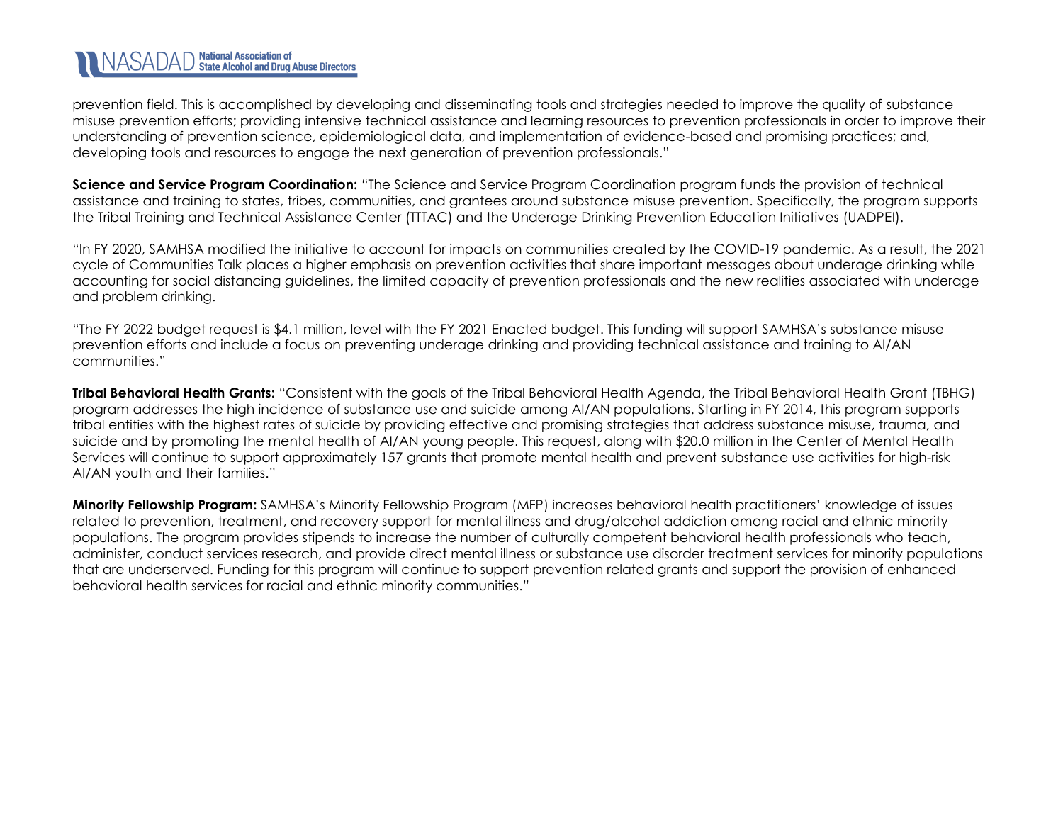prevention field. This is accomplished by developing and disseminating tools and strategies needed to improve the quality of substance misuse prevention efforts; providing intensive technical assistance and learning resources to prevention professionals in order to improve their understanding of prevention science, epidemiological data, and implementation of evidence-based and promising practices; and, developing tools and resources to engage the next generation of prevention professionals."

**Science and Service Program Coordination:** "The Science and Service Program Coordination program funds the provision of technical assistance and training to states, tribes, communities, and grantees around substance misuse prevention. Specifically, the program supports the Tribal Training and Technical Assistance Center (TTTAC) and the Underage Drinking Prevention Education Initiatives (UADPEI).

"In FY 2020, SAMHSA modified the initiative to account for impacts on communities created by the COVID-19 pandemic. As a result, the 2021 cycle of Communities Talk places a higher emphasis on prevention activities that share important messages about underage drinking while accounting for social distancing guidelines, the limited capacity of prevention professionals and the new realities associated with underage and problem drinking.

"The FY 2022 budget request is $4.1 million, level with the FY 2021 Enacted budget. This funding will support SAMHSA's substance misuse prevention efforts and include a focus on preventing underage drinking and providing technical assistance and training to AI/AN communities."

**Tribal Behavioral Health Grants:** "Consistent with the goals of the Tribal Behavioral Health Agenda, the Tribal Behavioral Health Grant (TBHG) program addresses the high incidence of substance use and suicide among AI/AN populations. Starting in FY 2014, this program supports tribal entities with the highest rates of suicide by providing effective and promising strategies that address substance misuse, trauma, and suicide and by promoting the mental health of AI/AN young people. This request, along with $20.0 million in the Center of Mental Health Services will continue to support approximately 157 grants that promote mental health and prevent substance use activities for high-risk AI/AN youth and their families."

**Minority Fellowship Program:** SAMHSA's Minority Fellowship Program (MFP) increases behavioral health practitioners' knowledge of issues related to prevention, treatment, and recovery support for mental illness and drug/alcohol addiction among racial and ethnic minority populations. The program provides stipends to increase the number of culturally competent behavioral health professionals who teach, administer, conduct services research, and provide direct mental illness or substance use disorder treatment services for minority populations that are underserved. Funding for this program will continue to support prevention related grants and support the provision of enhanced behavioral health services for racial and ethnic minority communities."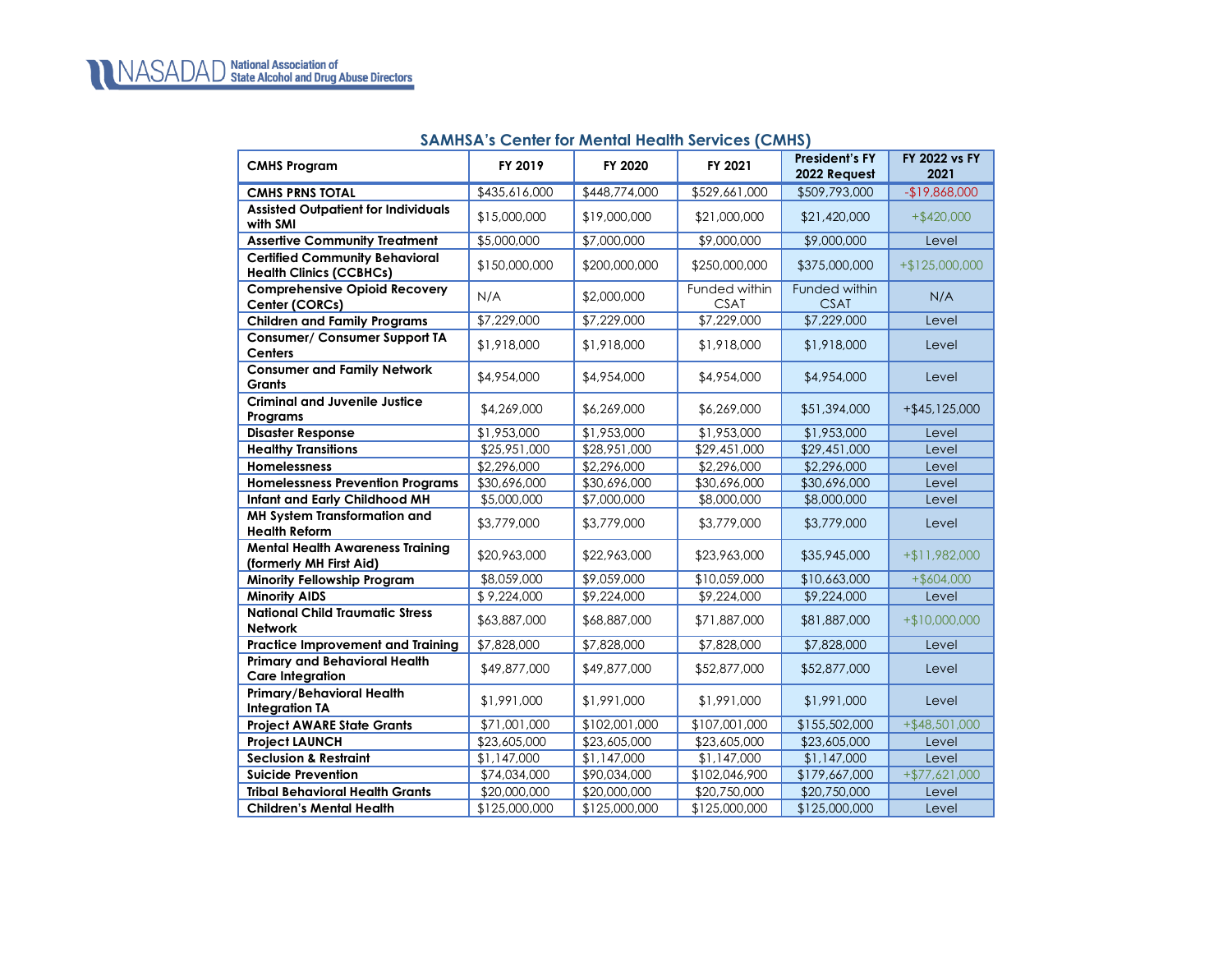NASADAD National Association of State Alcohol and Drug Abuse Directors

## SAMHSA's Center for Mental Health Services (CMHS)

| CMHS Program | FY 2019 | FY 2020 | FY 2021 | President's FY 2022 Request | FY 2022 vs FY 2021 |
|---|---|---|---|---|---|
| **CMHS PRNS TOTAL** | $435,616,000 | $448,774,000 | $529,661,000 | $509,793,000 | -$19,868,000 |
| **Assisted Outpatient for Individuals with SMI** | $15,000,000 | $19,000,000 | $21,000,000 | $21,420,000 | +$420,000 |
| **Assertive Community Treatment** | $5,000,000 | $7,000,000 | $9,000,000 | $9,000,000 | Level |
| **Certified Community Behavioral Health Clinics (CCBHCs)** | $150,000,000 | $200,000,000 | $250,000,000 | $375,000,000 | +$125,000,000 |
| **Comprehensive Opioid Recovery Center (CORCs)** | N/A | $2,000,000 | Funded within CSAT | Funded within CSAT | N/A |
| **Children and Family Programs** | $7,229,000 | $7,229,000 | $7,229,000 | $7,229,000 | Level |
| **Consumer/ Consumer Support TA Centers** | $1,918,000 | $1,918,000 | $1,918,000 | $1,918,000 | Level |
| **Consumer and Family Network Grants** | $4,954,000 | $4,954,000 | $4,954,000 | $4,954,000 | Level |
| **Criminal and Juvenile Justice Programs** | $4,269,000 | $6,269,000 | $6,269,000 | $51,394,000 | +$45,125,000 |
| **Disaster Response** | $1,953,000 | $1,953,000 | $1,953,000 | $1,953,000 | Level |
| **Healthy Transitions** | $25,951,000 | $28,951,000 | $29,451,000 | $29,451,000 | Level |
| **Homelessness** | $2,296,000 | $2,296,000 | $2,296,000 | $2,296,000 | Level |
| **Homelessness Prevention Programs** | $30,696,000 | $30,696,000 | $30,696,000 | $30,696,000 | Level |
| **Infant and Early Childhood MH** | $5,000,000 | $7,000,000 | $8,000,000 | $8,000,000 | Level |
| **MH System Transformation and Health Reform** | $3,779,000 | $3,779,000 | $3,779,000 | $3,779,000 | Level |
| **Mental Health Awareness Training (formerly MH First Aid)** | $20,963,000 | $22,963,000 | $23,963,000 | $35,945,000 | +$11,982,000 |
| **Minority Fellowship Program** | $8,059,000 | $9,059,000 | $10,059,000 | $10,663,000 | +$604,000 |
| **Minority AIDS** | $ 9,224,000 | $9,224,000 | $9,224,000 | $9,224,000 | Level |
| **National Child Traumatic Stress Network** | $63,887,000 | $68,887,000 | $71,887,000 | $81,887,000 | +$10,000,000 |
| **Practice Improvement and Training** | $7,828,000 | $7,828,000 | $7,828,000 | $7,828,000 | Level |
| **Primary and Behavioral Health Care Integration** | $49,877,000 | $49,877,000 | $52,877,000 | $52,877,000 | Level |
| **Primary/Behavioral Health Integration TA** | $1,991,000 | $1,991,000 | $1,991,000 | $1,991,000 | Level |
| **Project AWARE State Grants** | $71,001,000 | $102,001,000 | $107,001,000 | $155,502,000 | +$48,501,000 |
| **Project LAUNCH** | $23,605,000 | $23,605,000 | $23,605,000 | $23,605,000 | Level |
| **Seclusion & Restraint** | $1,147,000 | $1,147,000 | $1,147,000 | $1,147,000 | Level |
| **Suicide Prevention** | $74,034,000 | $90,034,000 | $102,046,900 | $179,667,000 | +$77,621,000 |
| **Tribal Behavioral Health Grants** | $20,000,000 | $20,000,000 | $20,750,000 | $20,750,000 | Level |
| **Children's Mental Health** | $125,000,000 | $125,000,000 | $125,000,000 | $125,000,000 | Level |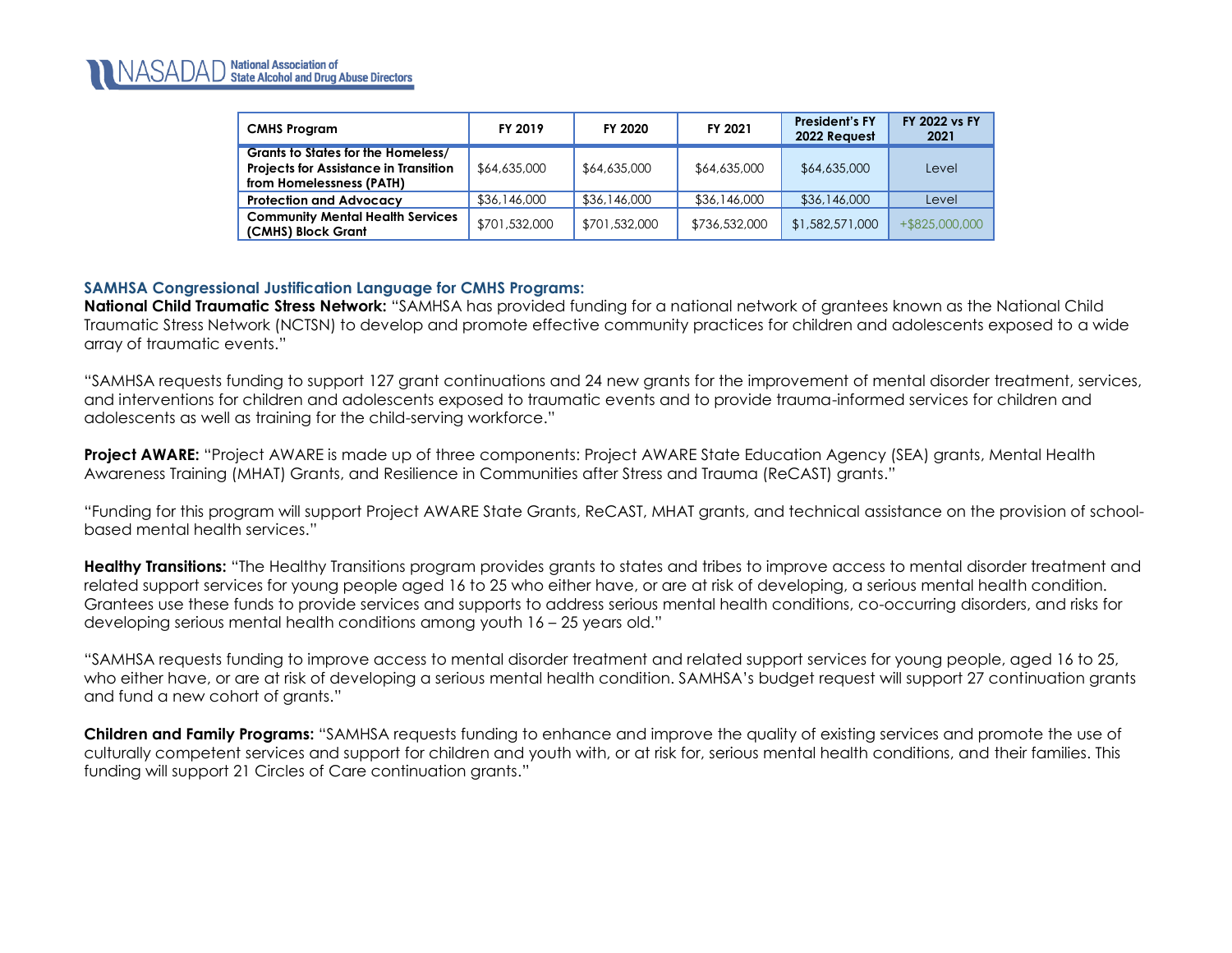| CMHS Program | FY 2019 | FY 2020 | FY 2021 | President's FY 2022 Request | FY 2022 vs FY 2021 |
|---|---|---|---|---|---|
| Grants to States for the Homeless/ Projects for Assistance in Transition from Homelessness (PATH) | $64,635,000 | $64,635,000 | $64,635,000 | $64,635,000 | Level |
| Protection and Advocacy | $36,146,000 | $36,146,000 | $36,146,000 | $36,146,000 | Level |
| Community Mental Health Services (CMHS) Block Grant | $701,532,000 | $701,532,000 | $736,532,000 | $1,582,571,000 | +$825,000,000 |

### SAMHSA Congressional Justification Language for CMHS Programs:

**National Child Traumatic Stress Network:** "SAMHSA has provided funding for a national network of grantees known as the National Child Traumatic Stress Network (NCTSN) to develop and promote effective community practices for children and adolescents exposed to a wide array of traumatic events."

"SAMHSA requests funding to support 127 grant continuations and 24 new grants for the improvement of mental disorder treatment, services, and interventions for children and adolescents exposed to traumatic events and to provide trauma-informed services for children and adolescents as well as training for the child-serving workforce."

**Project AWARE:** "Project AWARE is made up of three components: Project AWARE State Education Agency (SEA) grants, Mental Health Awareness Training (MHAT) Grants, and Resilience in Communities after Stress and Trauma (ReCAST) grants."

"Funding for this program will support Project AWARE State Grants, ReCAST, MHAT grants, and technical assistance on the provision of school-based mental health services."

**Healthy Transitions:** "The Healthy Transitions program provides grants to states and tribes to improve access to mental disorder treatment and related support services for young people aged 16 to 25 who either have, or are at risk of developing, a serious mental health condition. Grantees use these funds to provide services and supports to address serious mental health conditions, co-occurring disorders, and risks for developing serious mental health conditions among youth 16 – 25 years old."

"SAMHSA requests funding to improve access to mental disorder treatment and related support services for young people, aged 16 to 25, who either have, or are at risk of developing a serious mental health condition. SAMHSA's budget request will support 27 continuation grants and fund a new cohort of grants."

**Children and Family Programs:** "SAMHSA requests funding to enhance and improve the quality of existing services and promote the use of culturally competent services and support for children and youth with, or at risk for, serious mental health conditions, and their families. This funding will support 21 Circles of Care continuation grants."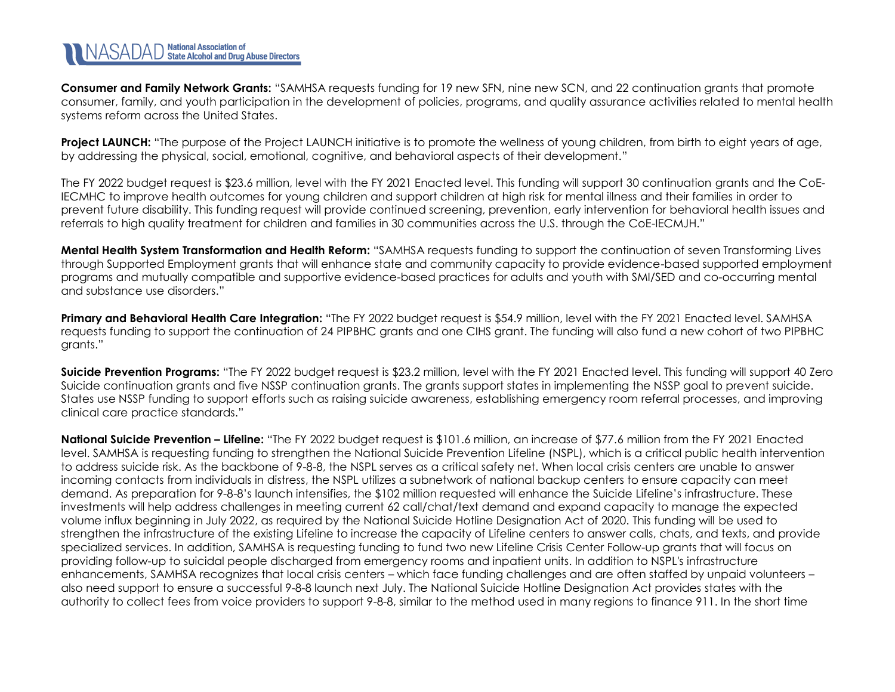**Consumer and Family Network Grants:** "SAMHSA requests funding for 19 new SFN, nine new SCN, and 22 continuation grants that promote consumer, family, and youth participation in the development of policies, programs, and quality assurance activities related to mental health systems reform across the United States.

**Project LAUNCH:** "The purpose of the Project LAUNCH initiative is to promote the wellness of young children, from birth to eight years of age, by addressing the physical, social, emotional, cognitive, and behavioral aspects of their development."

The FY 2022 budget request is $23.6 million, level with the FY 2021 Enacted level. This funding will support 30 continuation grants and the CoE-IECMHC to improve health outcomes for young children and support children at high risk for mental illness and their families in order to prevent future disability. This funding request will provide continued screening, prevention, early intervention for behavioral health issues and referrals to high quality treatment for children and families in 30 communities across the U.S. through the CoE-IECMJH."

**Mental Health System Transformation and Health Reform:** "SAMHSA requests funding to support the continuation of seven Transforming Lives through Supported Employment grants that will enhance state and community capacity to provide evidence-based supported employment programs and mutually compatible and supportive evidence-based practices for adults and youth with SMI/SED and co-occurring mental and substance use disorders."

**Primary and Behavioral Health Care Integration:** "The FY 2022 budget request is $54.9 million, level with the FY 2021 Enacted level. SAMHSA requests funding to support the continuation of 24 PIPBHC grants and one CIHS grant. The funding will also fund a new cohort of two PIPBHC grants."

**Suicide Prevention Programs:** "The FY 2022 budget request is $23.2 million, level with the FY 2021 Enacted level. This funding will support 40 Zero Suicide continuation grants and five NSSP continuation grants. The grants support states in implementing the NSSP goal to prevent suicide. States use NSSP funding to support efforts such as raising suicide awareness, establishing emergency room referral processes, and improving clinical care practice standards."

**National Suicide Prevention – Lifeline:** "The FY 2022 budget request is $101.6 million, an increase of $77.6 million from the FY 2021 Enacted level. SAMHSA is requesting funding to strengthen the National Suicide Prevention Lifeline (NSPL), which is a critical public health intervention to address suicide risk. As the backbone of 9-8-8, the NSPL serves as a critical safety net. When local crisis centers are unable to answer incoming contacts from individuals in distress, the NSPL utilizes a subnetwork of national backup centers to ensure capacity can meet demand. As preparation for 9-8-8's launch intensifies, the $102 million requested will enhance the Suicide Lifeline's infrastructure. These investments will help address challenges in meeting current 62 call/chat/text demand and expand capacity to manage the expected volume influx beginning in July 2022, as required by the National Suicide Hotline Designation Act of 2020. This funding will be used to strengthen the infrastructure of the existing Lifeline to increase the capacity of Lifeline centers to answer calls, chats, and texts, and provide specialized services. In addition, SAMHSA is requesting funding to fund two new Lifeline Crisis Center Follow-up grants that will focus on providing follow-up to suicidal people discharged from emergency rooms and inpatient units. In addition to NSPL's infrastructure enhancements, SAMHSA recognizes that local crisis centers – which face funding challenges and are often staffed by unpaid volunteers – also need support to ensure a successful 9-8-8 launch next July. The National Suicide Hotline Designation Act provides states with the authority to collect fees from voice providers to support 9-8-8, similar to the method used in many regions to finance 911. In the short time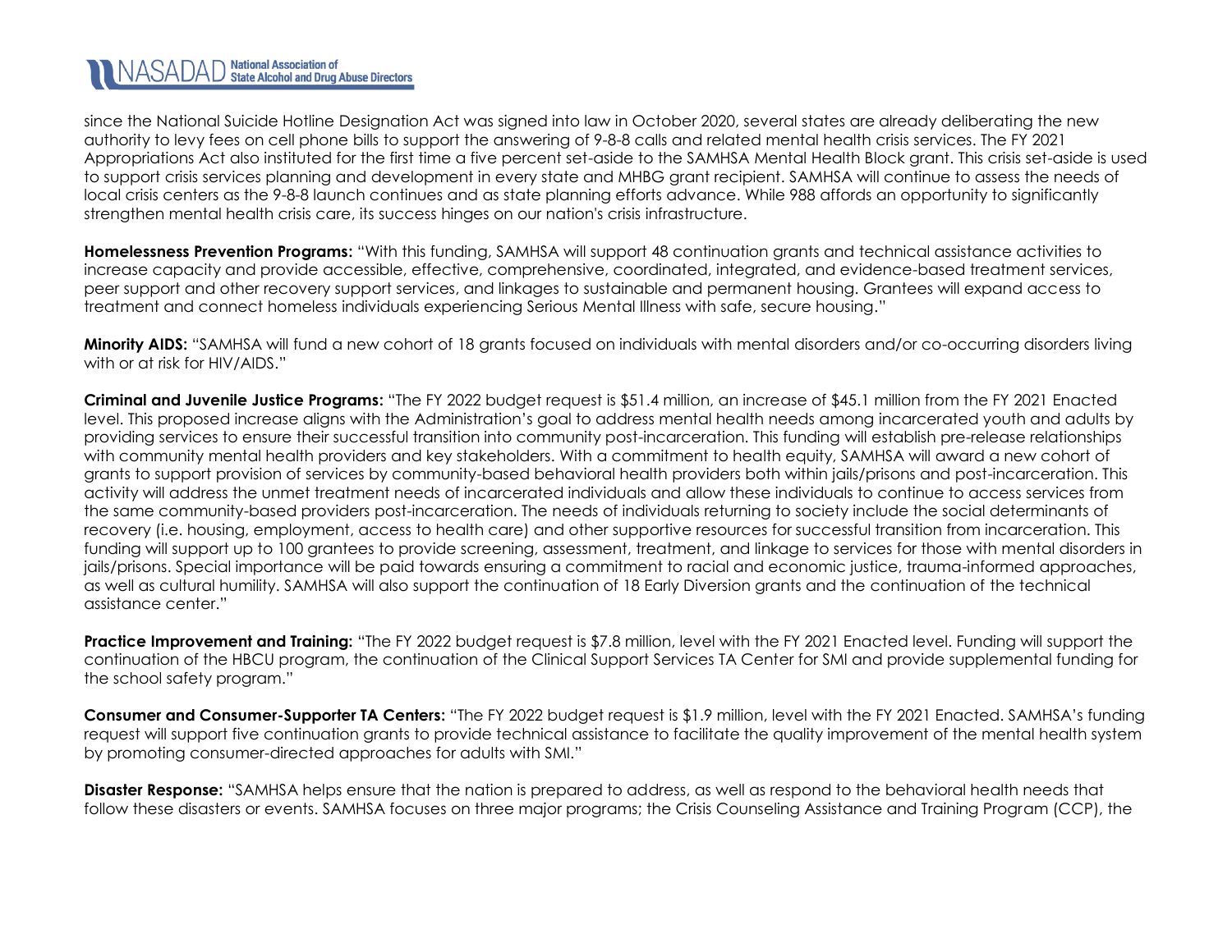since the National Suicide Hotline Designation Act was signed into law in October 2020, several states are already deliberating the new authority to levy fees on cell phone bills to support the answering of 9-8-8 calls and related mental health crisis services. The FY 2021 Appropriations Act also instituted for the first time a five percent set-aside to the SAMHSA Mental Health Block grant. This crisis set-aside is used to support crisis services planning and development in every state and MHBG grant recipient. SAMHSA will continue to assess the needs of local crisis centers as the 9-8-8 launch continues and as state planning efforts advance. While 988 affords an opportunity to significantly strengthen mental health crisis care, its success hinges on our nation's crisis infrastructure.

**Homelessness Prevention Programs:** "With this funding, SAMHSA will support 48 continuation grants and technical assistance activities to increase capacity and provide accessible, effective, comprehensive, coordinated, integrated, and evidence-based treatment services, peer support and other recovery support services, and linkages to sustainable and permanent housing. Grantees will expand access to treatment and connect homeless individuals experiencing Serious Mental Illness with safe, secure housing."

**Minority AIDS:** "SAMHSA will fund a new cohort of 18 grants focused on individuals with mental disorders and/or co-occurring disorders living with or at risk for HIV/AIDS."

**Criminal and Juvenile Justice Programs:** "The FY 2022 budget request is $51.4 million, an increase of $45.1 million from the FY 2021 Enacted level. This proposed increase aligns with the Administration's goal to address mental health needs among incarcerated youth and adults by providing services to ensure their successful transition into community post-incarceration. This funding will establish pre-release relationships with community mental health providers and key stakeholders. With a commitment to health equity, SAMHSA will award a new cohort of grants to support provision of services by community-based behavioral health providers both within jails/prisons and post-incarceration. This activity will address the unmet treatment needs of incarcerated individuals and allow these individuals to continue to access services from the same community-based providers post-incarceration. The needs of individuals returning to society include the social determinants of recovery (i.e. housing, employment, access to health care) and other supportive resources for successful transition from incarceration. This funding will support up to 100 grantees to provide screening, assessment, treatment, and linkage to services for those with mental disorders in jails/prisons. Special importance will be paid towards ensuring a commitment to racial and economic justice, trauma-informed approaches, as well as cultural humility. SAMHSA will also support the continuation of 18 Early Diversion grants and the continuation of the technical assistance center."

**Practice Improvement and Training:** "The FY 2022 budget request is $7.8 million, level with the FY 2021 Enacted level. Funding will support the continuation of the HBCU program, the continuation of the Clinical Support Services TA Center for SMI and provide supplemental funding for the school safety program."

**Consumer and Consumer-Supporter TA Centers:** "The FY 2022 budget request is $1.9 million, level with the FY 2021 Enacted. SAMHSA's funding request will support five continuation grants to provide technical assistance to facilitate the quality improvement of the mental health system by promoting consumer-directed approaches for adults with SMI."

**Disaster Response:** "SAMHSA helps ensure that the nation is prepared to address, as well as respond to the behavioral health needs that follow these disasters or events. SAMHSA focuses on three major programs; the Crisis Counseling Assistance and Training Program (CCP), the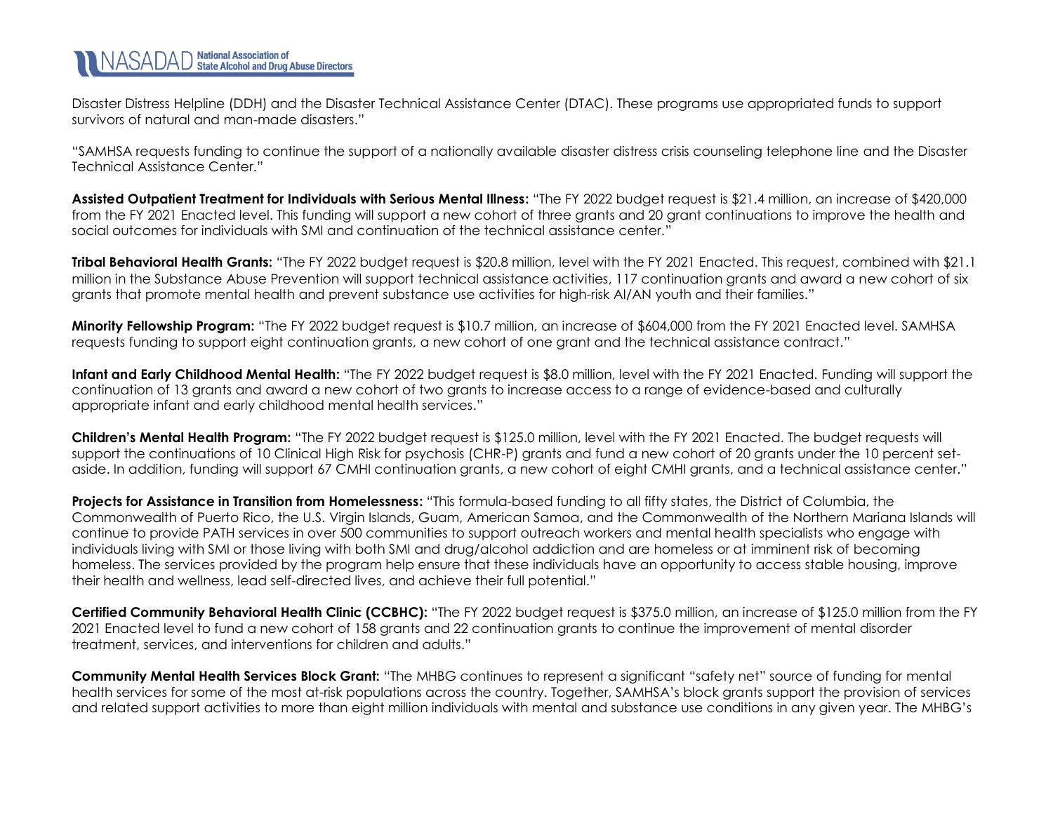Disaster Distress Helpline (DDH) and the Disaster Technical Assistance Center (DTAC). These programs use appropriated funds to support survivors of natural and man-made disasters."

"SAMHSA requests funding to continue the support of a nationally available disaster distress crisis counseling telephone line and the Disaster Technical Assistance Center."

**Assisted Outpatient Treatment for Individuals with Serious Mental Illness:** "The FY 2022 budget request is $21.4 million, an increase of $420,000 from the FY 2021 Enacted level. This funding will support a new cohort of three grants and 20 grant continuations to improve the health and social outcomes for individuals with SMI and continuation of the technical assistance center."

**Tribal Behavioral Health Grants:** "The FY 2022 budget request is $20.8 million, level with the FY 2021 Enacted. This request, combined with $21.1 million in the Substance Abuse Prevention will support technical assistance activities, 117 continuation grants and award a new cohort of six grants that promote mental health and prevent substance use activities for high-risk AI/AN youth and their families."

**Minority Fellowship Program:** "The FY 2022 budget request is $10.7 million, an increase of $604,000 from the FY 2021 Enacted level. SAMHSA requests funding to support eight continuation grants, a new cohort of one grant and the technical assistance contract."

**Infant and Early Childhood Mental Health:** "The FY 2022 budget request is $8.0 million, level with the FY 2021 Enacted. Funding will support the continuation of 13 grants and award a new cohort of two grants to increase access to a range of evidence-based and culturally appropriate infant and early childhood mental health services."

**Children's Mental Health Program:** "The FY 2022 budget request is $125.0 million, level with the FY 2021 Enacted. The budget requests will support the continuations of 10 Clinical High Risk for psychosis (CHR-P) grants and fund a new cohort of 20 grants under the 10 percent set-aside. In addition, funding will support 67 CMHI continuation grants, a new cohort of eight CMHI grants, and a technical assistance center."

**Projects for Assistance in Transition from Homelessness:** "This formula-based funding to all fifty states, the District of Columbia, the Commonwealth of Puerto Rico, the U.S. Virgin Islands, Guam, American Samoa, and the Commonwealth of the Northern Mariana Islands will continue to provide PATH services in over 500 communities to support outreach workers and mental health specialists who engage with individuals living with SMI or those living with both SMI and drug/alcohol addiction and are homeless or at imminent risk of becoming homeless. The services provided by the program help ensure that these individuals have an opportunity to access stable housing, improve their health and wellness, lead self-directed lives, and achieve their full potential."

**Certified Community Behavioral Health Clinic (CCBHC):** "The FY 2022 budget request is $375.0 million, an increase of $125.0 million from the FY 2021 Enacted level to fund a new cohort of 158 grants and 22 continuation grants to continue the improvement of mental disorder treatment, services, and interventions for children and adults."

**Community Mental Health Services Block Grant:** "The MHBG continues to represent a significant "safety net" source of funding for mental health services for some of the most at-risk populations across the country. Together, SAMHSA's block grants support the provision of services and related support activities to more than eight million individuals with mental and substance use conditions in any given year. The MHBG's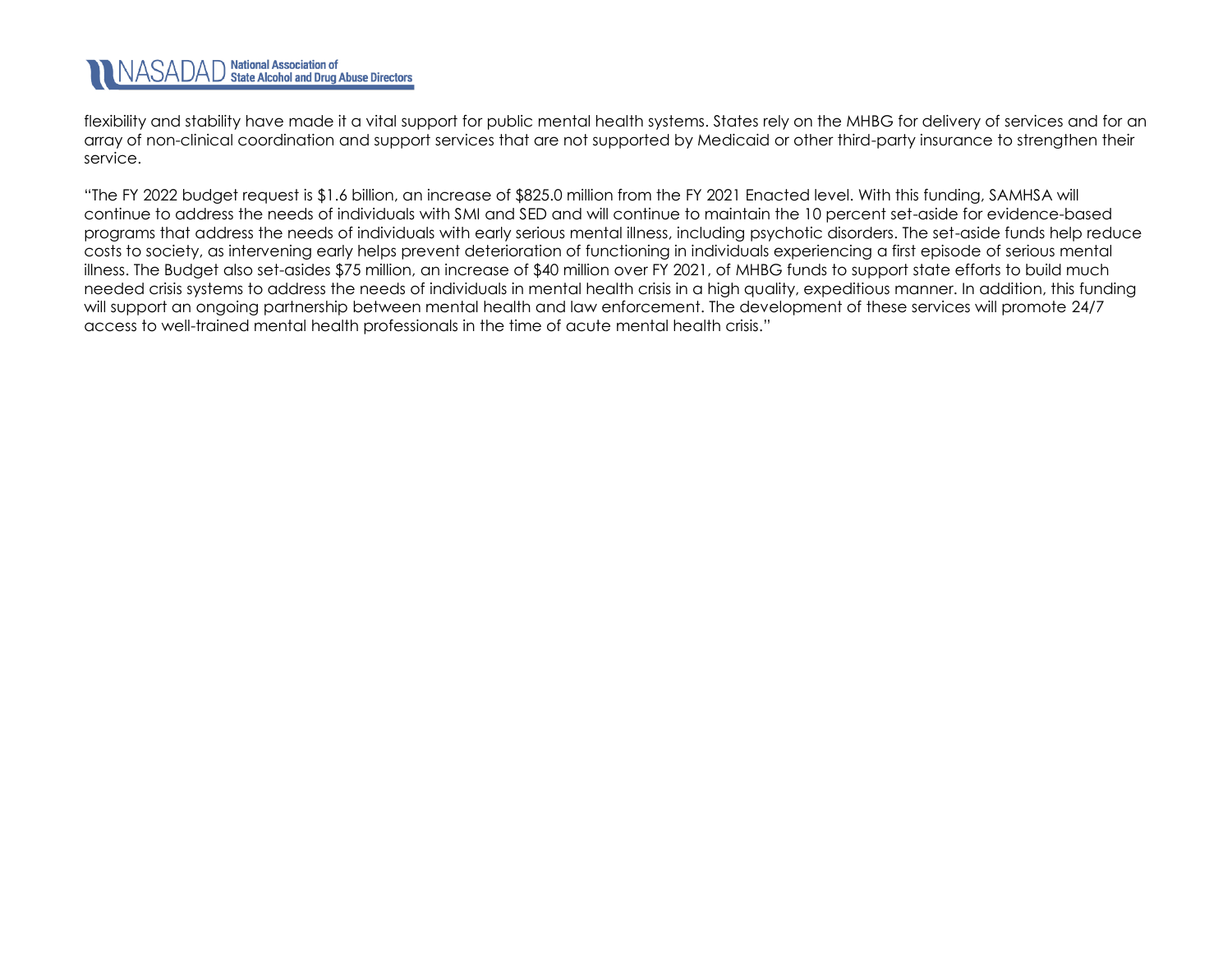flexibility and stability have made it a vital support for public mental health systems. States rely on the MHBG for delivery of services and for an array of non-clinical coordination and support services that are not supported by Medicaid or other third-party insurance to strengthen their service.

"The FY 2022 budget request is $1.6 billion, an increase of $825.0 million from the FY 2021 Enacted level. With this funding, SAMHSA will continue to address the needs of individuals with SMI and SED and will continue to maintain the 10 percent set-aside for evidence-based programs that address the needs of individuals with early serious mental illness, including psychotic disorders. The set-aside funds help reduce costs to society, as intervening early helps prevent deterioration of functioning in individuals experiencing a first episode of serious mental illness. The Budget also set-asides $75 million, an increase of $40 million over FY 2021, of MHBG funds to support state efforts to build much needed crisis systems to address the needs of individuals in mental health crisis in a high quality, expeditious manner. In addition, this funding will support an ongoing partnership between mental health and law enforcement. The development of these services will promote 24/7 access to well-trained mental health professionals in the time of acute mental health crisis."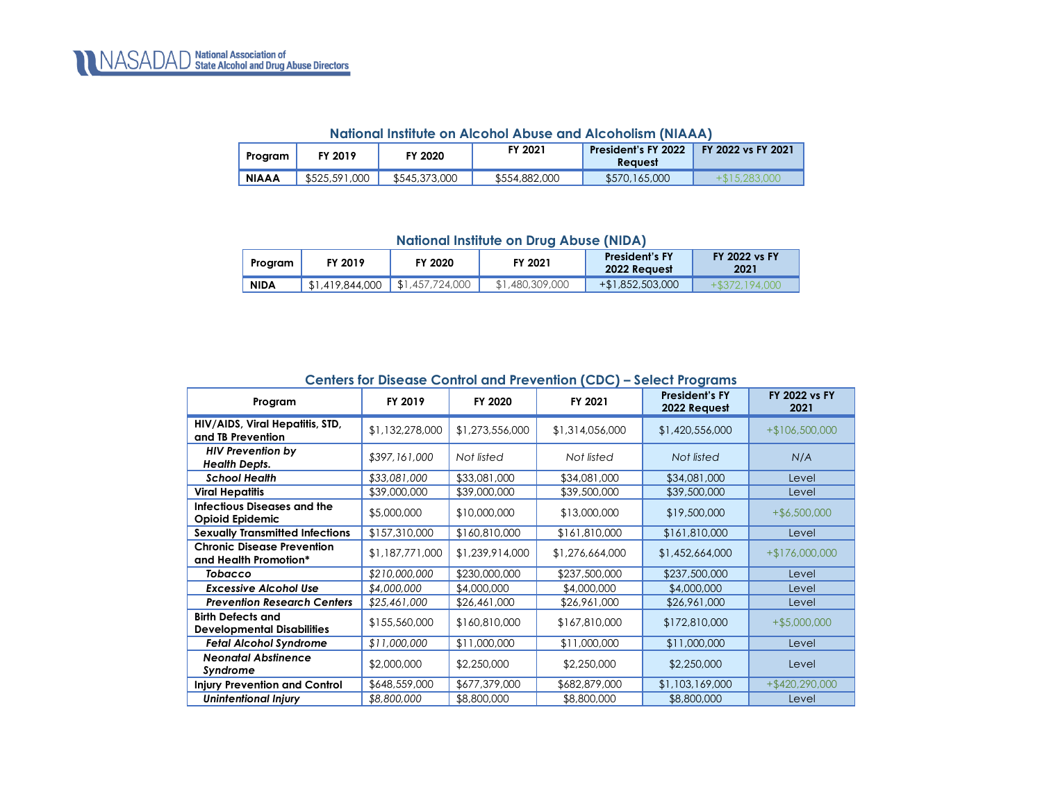### National Institute on Alcohol Abuse and Alcoholism (NIAAA)

| Program | FY 2019 | FY 2020 | FY 2021 | President's FY 2022 Request | FY 2022 vs FY 2021 |
|---|---|---|---|---|---|
| **NIAAA** | $525,591,000 | $545,373,000 | $554,882,000 | $570,165,000 | +$15,283,000 |

### National Institute on Drug Abuse (NIDA)

| Program | FY 2019 | FY 2020 | FY 2021 | President's FY 2022 Request | FY 2022 vs FY 2021 |
|---|---|---|---|---|---|
| **NIDA** | $1,419,844,000 | $1,457,724,000 | $1,480,309,000 | +$1,852,503,000 | +$372,194,000 |

### Centers for Disease Control and Prevention (CDC) – Select Programs

| Program | FY 2019 | FY 2020 | FY 2021 | President's FY 2022 Request | FY 2022 vs FY 2021 |
|---|---|---|---|---|---|
| **HIV/AIDS, Viral Hepatitis, STD, and TB Prevention** | $1,132,278,000 | $1,273,556,000 | $1,314,056,000 | $1,420,556,000 | +$106,500,000 |
| ***HIV Prevention by Health Depts.*** | *$397,161,000* | *Not listed* | *Not listed* | *Not listed* | *N/A* |
| ***School Health*** | *$33,081,000* | $33,081,000 | $34,081,000 | $34,081,000 | Level |
| **Viral Hepatitis** | $39,000,000 | $39,000,000 | $39,500,000 | $39,500,000 | Level |
| **Infectious Diseases and the Opioid Epidemic** | $5,000,000 | $10,000,000 | $13,000,000 | $19,500,000 | +$6,500,000 |
| **Sexually Transmitted Infections** | $157,310,000 | $160,810,000 | $161,810,000 | $161,810,000 | Level |
| **Chronic Disease Prevention and Health Promotion*** | $1,187,771,000 | $1,239,914,000 | $1,276,664,000 | $1,452,664,000 | +$176,000,000 |
| ***Tobacco*** | *$210,000,000* | $230,000,000 | $237,500,000 | $237,500,000 | Level |
| ***Excessive Alcohol Use*** | *$4,000,000* | $4,000,000 | $4,000,000 | $4,000,000 | Level |
| ***Prevention Research Centers*** | *$25,461,000* | $26,461,000 | $26,961,000 | $26,961,000 | Level |
| **Birth Defects and Developmental Disabilities** | $155,560,000 | $160,810,000 | $167,810,000 | $172,810,000 | +$5,000,000 |
| ***Fetal Alcohol Syndrome*** | *$11,000,000* | $11,000,000 | $11,000,000 | $11,000,000 | Level |
| ***Neonatal Abstinence Syndrome*** | $2,000,000 | $2,250,000 | $2,250,000 | $2,250,000 | Level |
| **Injury Prevention and Control** | $648,559,000 | $677,379,000 | $682,879,000 | $1,103,169,000 | +$420,290,000 |
| ***Unintentional Injury*** | *$8,800,000* | $8,800,000 | $8,800,000 | $8,800,000 | Level |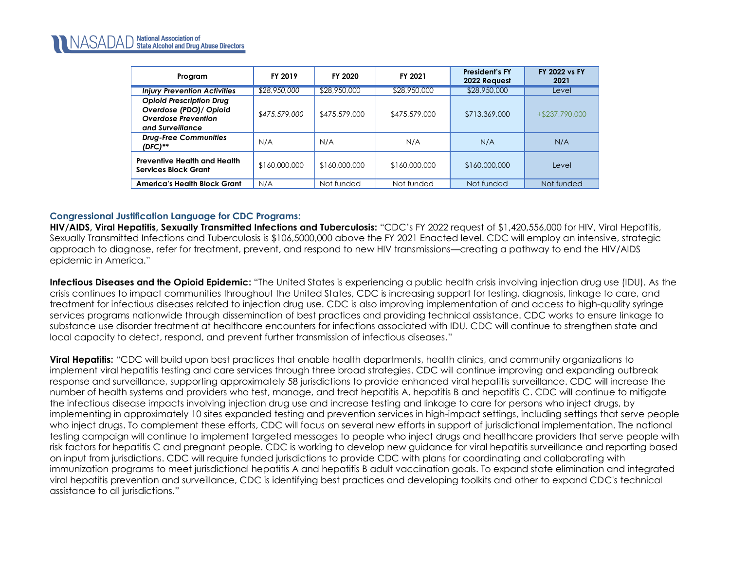| Program | FY 2019 | FY 2020 | FY 2021 | President's FY 2022 Request | FY 2022 vs FY 2021 |
|---|---|---|---|---|---|
| ***Injury Prevention Activities*** | *$28,950,000* | $28,950,000 | $28,950,000 | $28,950,000 | Level |
| ***Opioid Prescription Drug Overdose (PDO)/ Opioid Overdose Prevention and Surveillance*** | *$475,579,000* | $475,579,000 | $475,579,000 | $713,369,000 | +$237,790,000 |
| ***Drug-Free Communities (DFC)**** | N/A | N/A | N/A | N/A | N/A |
| **Preventive Health and Health Services Block Grant** | $160,000,000 | $160,000,000 | $160,000,000 | $160,000,000 | Level |
| **America's Health Block Grant** | N/A | Not funded | Not funded | Not funded | Not funded |

### Congressional Justification Language for CDC Programs:

**HIV/AIDS, Viral Hepatitis, Sexually Transmitted Infections and Tuberculosis:** "CDC's FY 2022 request of $1,420,556,000 for HIV, Viral Hepatitis, Sexually Transmitted Infections and Tuberculosis is $106,5000,000 above the FY 2021 Enacted level. CDC will employ an intensive, strategic approach to diagnose, refer for treatment, prevent, and respond to new HIV transmissions—creating a pathway to end the HIV/AIDS epidemic in America."

**Infectious Diseases and the Opioid Epidemic:** "The United States is experiencing a public health crisis involving injection drug use (IDU). As the crisis continues to impact communities throughout the United States, CDC is increasing support for testing, diagnosis, linkage to care, and treatment for infectious diseases related to injection drug use. CDC is also improving implementation of and access to high-quality syringe services programs nationwide through dissemination of best practices and providing technical assistance. CDC works to ensure linkage to substance use disorder treatment at healthcare encounters for infections associated with IDU. CDC will continue to strengthen state and local capacity to detect, respond, and prevent further transmission of infectious diseases."

**Viral Hepatitis:** "CDC will build upon best practices that enable health departments, health clinics, and community organizations to implement viral hepatitis testing and care services through three broad strategies. CDC will continue improving and expanding outbreak response and surveillance, supporting approximately 58 jurisdictions to provide enhanced viral hepatitis surveillance. CDC will increase the number of health systems and providers who test, manage, and treat hepatitis A, hepatitis B and hepatitis C. CDC will continue to mitigate the infectious disease impacts involving injection drug use and increase testing and linkage to care for persons who inject drugs, by implementing in approximately 10 sites expanded testing and prevention services in high-impact settings, including settings that serve people who inject drugs. To complement these efforts, CDC will focus on several new efforts in support of jurisdictional implementation. The national testing campaign will continue to implement targeted messages to people who inject drugs and healthcare providers that serve people with risk factors for hepatitis C and pregnant people. CDC is working to develop new guidance for viral hepatitis surveillance and reporting based on input from jurisdictions. CDC will require funded jurisdictions to provide CDC with plans for coordinating and collaborating with immunization programs to meet jurisdictional hepatitis A and hepatitis B adult vaccination goals. To expand state elimination and integrated viral hepatitis prevention and surveillance, CDC is identifying best practices and developing toolkits and other to expand CDC's technical assistance to all jurisdictions."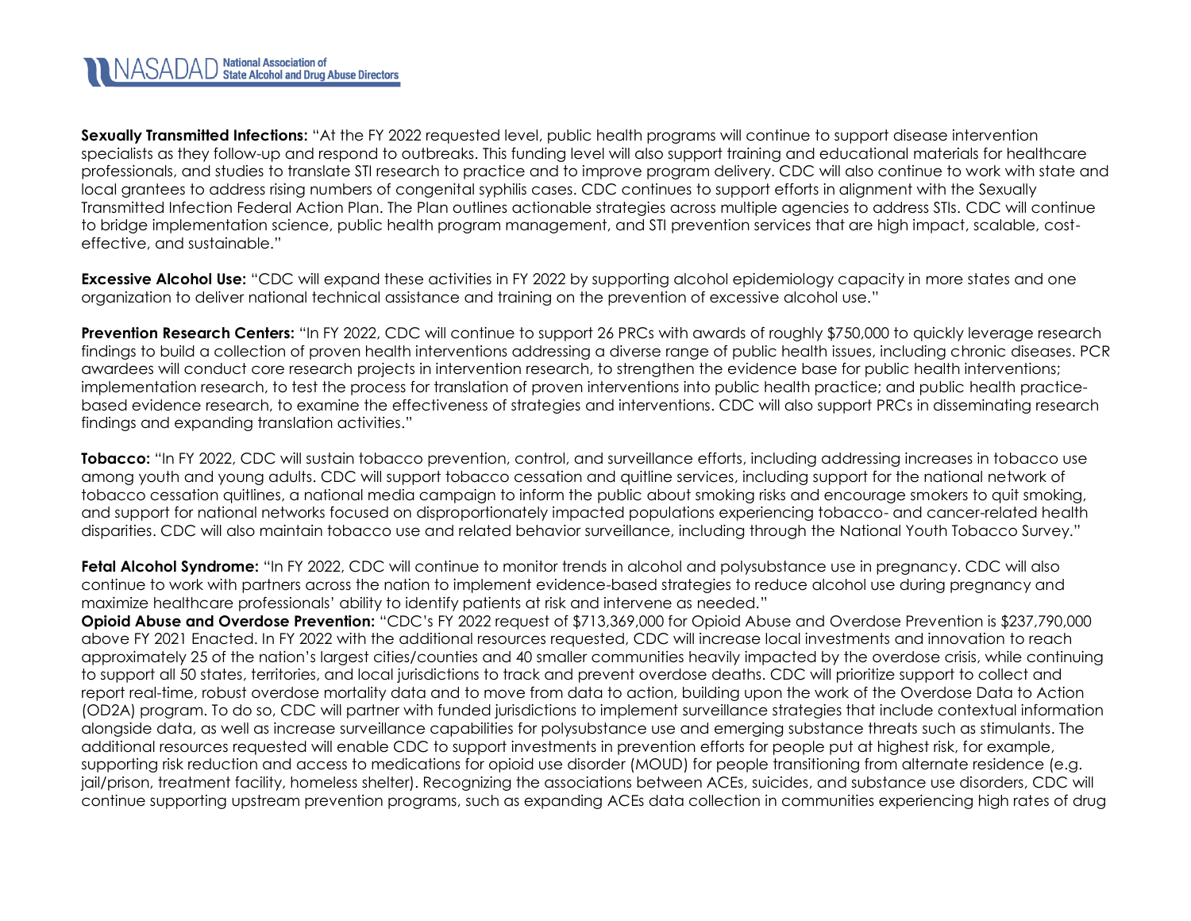**Sexually Transmitted Infections:** "At the FY 2022 requested level, public health programs will continue to support disease intervention specialists as they follow-up and respond to outbreaks. This funding level will also support training and educational materials for healthcare professionals, and studies to translate STI research to practice and to improve program delivery. CDC will also continue to work with state and local grantees to address rising numbers of congenital syphilis cases. CDC continues to support efforts in alignment with the Sexually Transmitted Infection Federal Action Plan. The Plan outlines actionable strategies across multiple agencies to address STIs. CDC will continue to bridge implementation science, public health program management, and STI prevention services that are high impact, scalable, cost-effective, and sustainable."

**Excessive Alcohol Use:** "CDC will expand these activities in FY 2022 by supporting alcohol epidemiology capacity in more states and one organization to deliver national technical assistance and training on the prevention of excessive alcohol use."

**Prevention Research Centers:** "In FY 2022, CDC will continue to support 26 PRCs with awards of roughly $750,000 to quickly leverage research findings to build a collection of proven health interventions addressing a diverse range of public health issues, including chronic diseases. PCR awardees will conduct core research projects in intervention research, to strengthen the evidence base for public health interventions; implementation research, to test the process for translation of proven interventions into public health practice; and public health practice-based evidence research, to examine the effectiveness of strategies and interventions. CDC will also support PRCs in disseminating research findings and expanding translation activities."

**Tobacco:** "In FY 2022, CDC will sustain tobacco prevention, control, and surveillance efforts, including addressing increases in tobacco use among youth and young adults. CDC will support tobacco cessation and quitline services, including support for the national network of tobacco cessation quitlines, a national media campaign to inform the public about smoking risks and encourage smokers to quit smoking, and support for national networks focused on disproportionately impacted populations experiencing tobacco- and cancer-related health disparities. CDC will also maintain tobacco use and related behavior surveillance, including through the National Youth Tobacco Survey."

**Fetal Alcohol Syndrome:** "In FY 2022, CDC will continue to monitor trends in alcohol and polysubstance use in pregnancy. CDC will also continue to work with partners across the nation to implement evidence-based strategies to reduce alcohol use during pregnancy and maximize healthcare professionals' ability to identify patients at risk and intervene as needed."

**Opioid Abuse and Overdose Prevention:** "CDC's FY 2022 request of $713,369,000 for Opioid Abuse and Overdose Prevention is $237,790,000 above FY 2021 Enacted. In FY 2022 with the additional resources requested, CDC will increase local investments and innovation to reach approximately 25 of the nation's largest cities/counties and 40 smaller communities heavily impacted by the overdose crisis, while continuing to support all 50 states, territories, and local jurisdictions to track and prevent overdose deaths. CDC will prioritize support to collect and report real-time, robust overdose mortality data and to move from data to action, building upon the work of the Overdose Data to Action (OD2A) program. To do so, CDC will partner with funded jurisdictions to implement surveillance strategies that include contextual information alongside data, as well as increase surveillance capabilities for polysubstance use and emerging substance threats such as stimulants. The additional resources requested will enable CDC to support investments in prevention efforts for people put at highest risk, for example, supporting risk reduction and access to medications for opioid use disorder (MOUD) for people transitioning from alternate residence (e.g. jail/prison, treatment facility, homeless shelter). Recognizing the associations between ACEs, suicides, and substance use disorders, CDC will continue supporting upstream prevention programs, such as expanding ACEs data collection in communities experiencing high rates of drug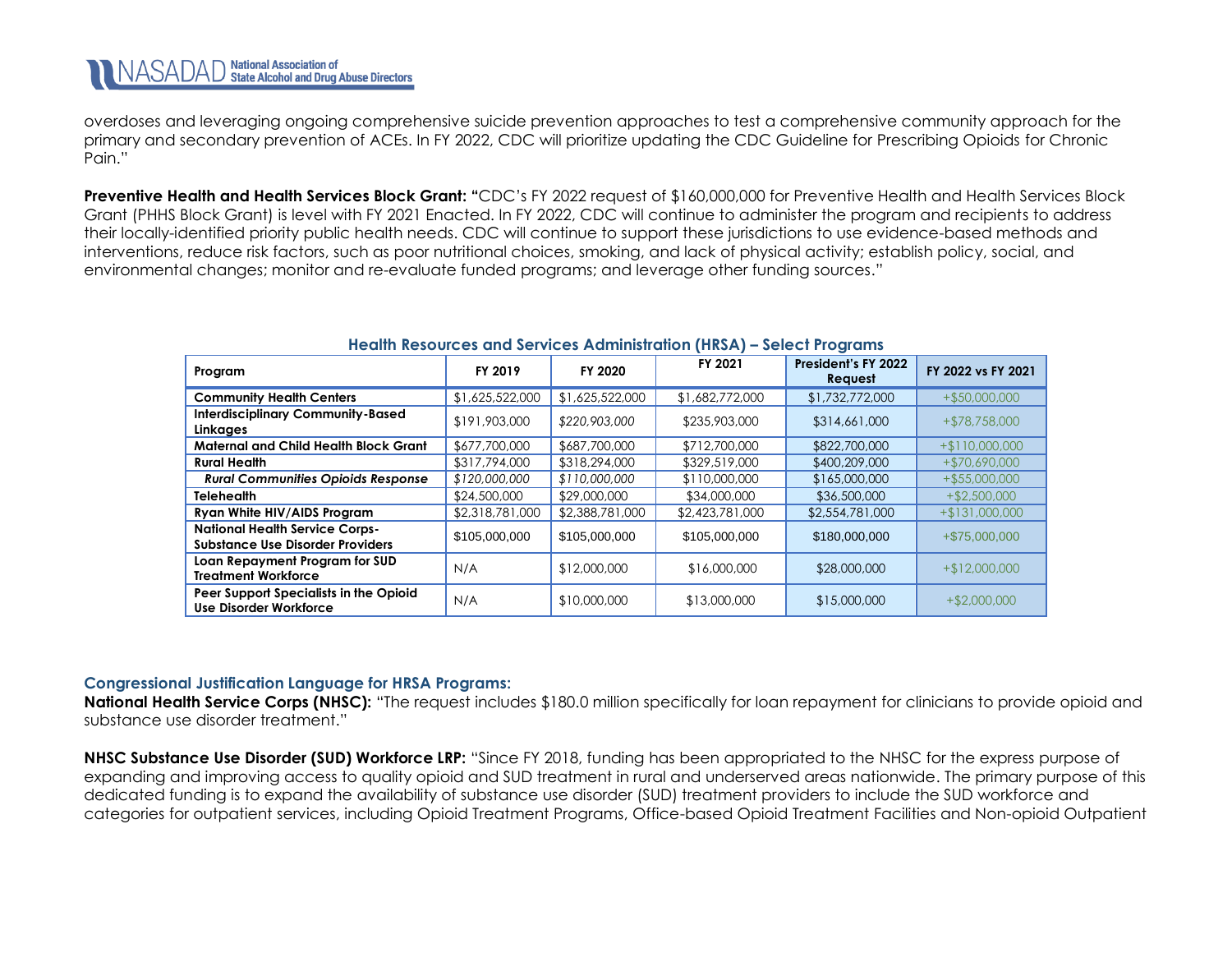overdoses and leveraging ongoing comprehensive suicide prevention approaches to test a comprehensive community approach for the primary and secondary prevention of ACEs. In FY 2022, CDC will prioritize updating the CDC Guideline for Prescribing Opioids for Chronic Pain."

**Preventive Health and Health Services Block Grant:** "CDC's FY 2022 request of $160,000,000 for Preventive Health and Health Services Block Grant (PHHS Block Grant) is level with FY 2021 Enacted. In FY 2022, CDC will continue to administer the program and recipients to address their locally-identified priority public health needs. CDC will continue to support these jurisdictions to use evidence-based methods and interventions, reduce risk factors, such as poor nutritional choices, smoking, and lack of physical activity; establish policy, social, and environmental changes; monitor and re-evaluate funded programs; and leverage other funding sources."

### Health Resources and Services Administration (HRSA) – Select Programs

| Program | FY 2019 | FY 2020 | FY 2021 | President's FY 2022 Request | FY 2022 vs FY 2021 |
|---|---|---|---|---|---|
| **Community Health Centers** | $1,625,522,000 | $1,625,522,000 | $1,682,772,000 | $1,732,772,000 | +$50,000,000 |
| **Interdisciplinary Community-Based Linkages** | $191,903,000 | *$220,903,000* | $235,903,000 | $314,661,000 | +$78,758,000 |
| **Maternal and Child Health Block Grant** | $677,700,000 | $687,700,000 | $712,700,000 | $822,700,000 | +$110,000,000 |
| **Rural Health** | $317,794,000 | $318,294,000 | $329,519,000 | $400,209,000 | +$70,690,000 |
| ***Rural Communities Opioids Response*** | *$120,000,000* | *$110,000,000* | $110,000,000 | $165,000,000 | +$55,000,000 |
| **Telehealth** | $24,500,000 | $29,000,000 | $34,000,000 | $36,500,000 | +$2,500,000 |
| **Ryan White HIV/AIDS Program** | $2,318,781,000 | $2,388,781,000 | $2,423,781,000 | $2,554,781,000 | +$131,000,000 |
| **National Health Service Corps-Substance Use Disorder Providers** | $105,000,000 | $105,000,000 | $105,000,000 | $180,000,000 | +$75,000,000 |
| **Loan Repayment Program for SUD Treatment Workforce** | N/A | $12,000,000 | $16,000,000 | $28,000,000 | +$12,000,000 |
| **Peer Support Specialists in the Opioid Use Disorder Workforce** | N/A | $10,000,000 | $13,000,000 | $15,000,000 | +$2,000,000 |

### Congressional Justification Language for HRSA Programs:

**National Health Service Corps (NHSC):** "The request includes $180.0 million specifically for loan repayment for clinicians to provide opioid and substance use disorder treatment."

**NHSC Substance Use Disorder (SUD) Workforce LRP:** "Since FY 2018, funding has been appropriated to the NHSC for the express purpose of expanding and improving access to quality opioid and SUD treatment in rural and underserved areas nationwide. The primary purpose of this dedicated funding is to expand the availability of substance use disorder (SUD) treatment providers to include the SUD workforce and categories for outpatient services, including Opioid Treatment Programs, Office-based Opioid Treatment Facilities and Non-opioid Outpatient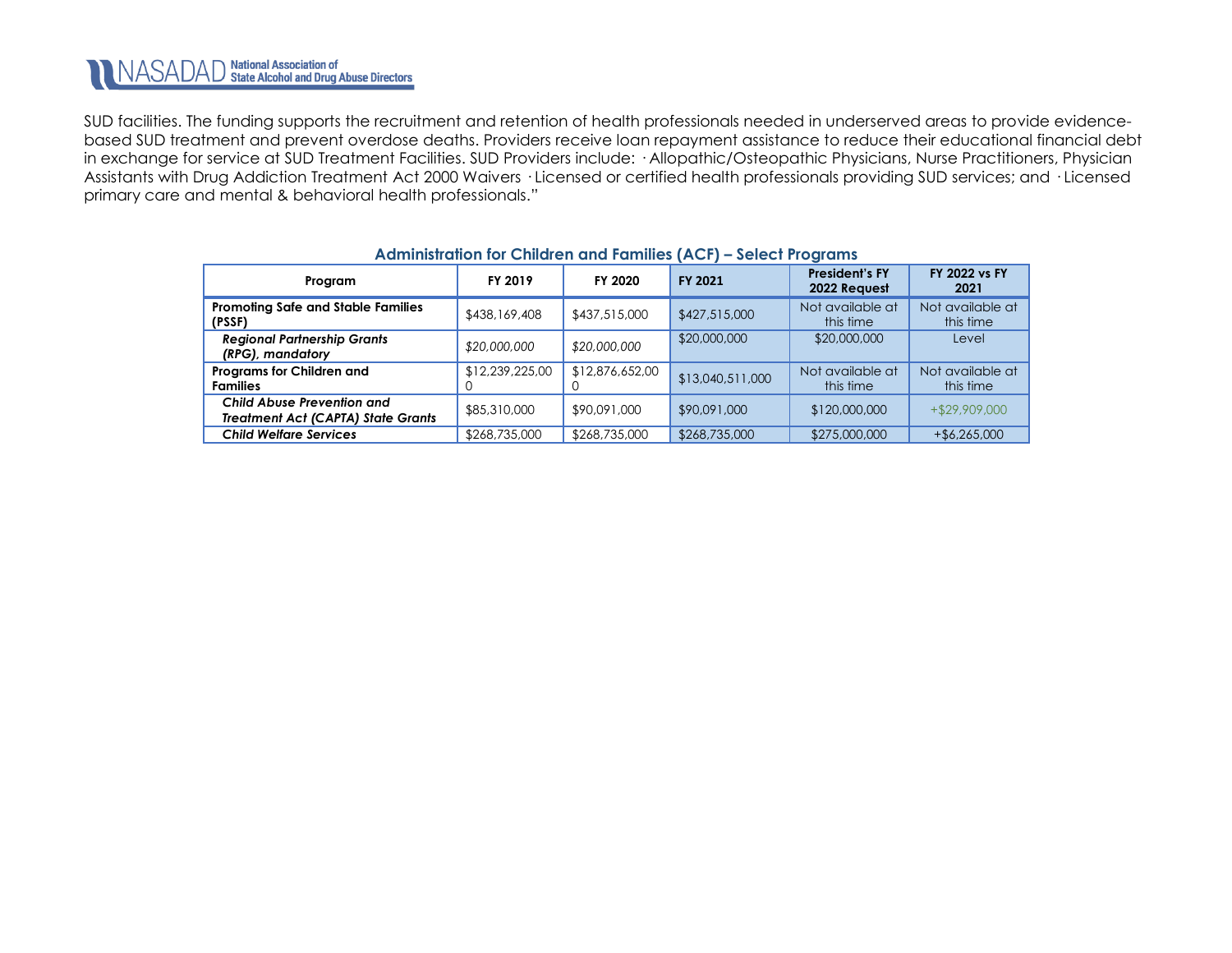SUD facilities. The funding supports the recruitment and retention of health professionals needed in underserved areas to provide evidence-based SUD treatment and prevent overdose deaths. Providers receive loan repayment assistance to reduce their educational financial debt in exchange for service at SUD Treatment Facilities. SUD Providers include: · Allopathic/Osteopathic Physicians, Nurse Practitioners, Physician Assistants with Drug Addiction Treatment Act 2000 Waivers · Licensed or certified health professionals providing SUD services; and · Licensed primary care and mental & behavioral health professionals."

**Administration for Children and Families (ACF) – Select Programs**

| Program | FY 2019 | FY 2020 | FY 2021 | President's FY 2022 Request | FY 2022 vs FY 2021 |
|---|---|---|---|---|---|
| **Promoting Safe and Stable Families (PSSF)** | $438,169,408 | $437,515,000 | $427,515,000 | Not available at this time | Not available at this time |
| ***Regional Partnership Grants (RPG), mandatory*** | *$20,000,000* | *$20,000,000* | $20,000,000 | $20,000,000 | Level |
| **Programs for Children and Families** | $12,239,225,000 | $12,876,652,000 | $13,040,511,000 | Not available at this time | Not available at this time |
| ***Child Abuse Prevention and Treatment Act (CAPTA) State Grants*** | $85,310,000 | $90,091,000 | $90,091,000 | $120,000,000 | +$29,909,000 |
| ***Child Welfare Services*** | $268,735,000 | $268,735,000 | $268,735,000 | $275,000,000 | +$6,265,000 |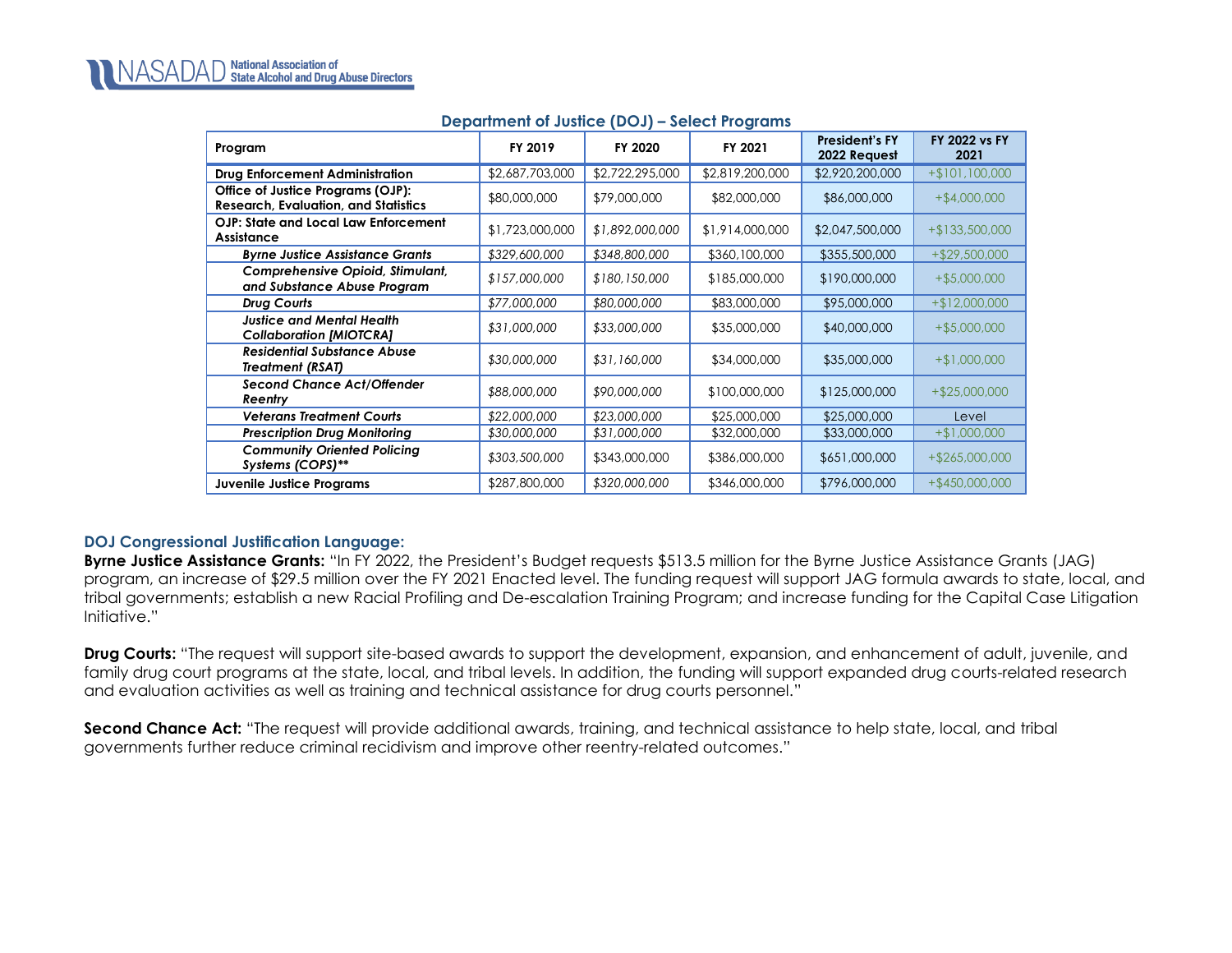**Department of Justice (DOJ) – Select Programs**

| Program | FY 2019 | FY 2020 | FY 2021 | President's FY 2022 Request | FY 2022 vs FY 2021 |
|---|---|---|---|---|---|
| **Drug Enforcement Administration** | $2,687,703,000 | $2,722,295,000 | $2,819,200,000 | $2,920,200,000 | +$101,100,000 |
| **Office of Justice Programs (OJP): Research, Evaluation, and Statistics** | $80,000,000 | $79,000,000 | $82,000,000 | $86,000,000 | +$4,000,000 |
| **OJP: State and Local Law Enforcement Assistance** | $1,723,000,000 | *$1,892,000,000* | $1,914,000,000 | $2,047,500,000 | +$133,500,000 |
| ***Byrne Justice Assistance Grants*** | *$329,600,000* | *$348,800,000* | $360,100,000 | $355,500,000 | +$29,500,000 |
| ***Comprehensive Opioid, Stimulant, and Substance Abuse Program*** | *$157,000,000* | *$180,150,000* | $185,000,000 | $190,000,000 | +$5,000,000 |
| ***Drug Courts*** | *$77,000,000* | *$80,000,000* | $83,000,000 | $95,000,000 | +$12,000,000 |
| ***Justice and Mental Health Collaboration [MIOTCRA]*** | *$31,000,000* | *$33,000,000* | $35,000,000 | $40,000,000 | +$5,000,000 |
| ***Residential Substance Abuse Treatment (RSAT)*** | *$30,000,000* | *$31,160,000* | $34,000,000 | $35,000,000 | +$1,000,000 |
| ***Second Chance Act/Offender Reentry*** | *$88,000,000* | *$90,000,000* | $100,000,000 | $125,000,000 | +$25,000,000 |
| ***Veterans Treatment Courts*** | *$22,000,000* | *$23,000,000* | $25,000,000 | $25,000,000 | Level |
| ***Prescription Drug Monitoring*** | *$30,000,000* | *$31,000,000* | $32,000,000 | $33,000,000 | +$1,000,000 |
| ***Community Oriented Policing Systems (COPS)**** | *$303,500,000* | $343,000,000 | $386,000,000 | $651,000,000 | +$265,000,000 |
| **Juvenile Justice Programs** | $287,800,000 | *$320,000,000* | $346,000,000 | $796,000,000 | +$450,000,000 |

### DOJ Congressional Justification Language:

**Byrne Justice Assistance Grants:** "In FY 2022, the President's Budget requests $513.5 million for the Byrne Justice Assistance Grants (JAG) program, an increase of $29.5 million over the FY 2021 Enacted level. The funding request will support JAG formula awards to state, local, and tribal governments; establish a new Racial Profiling and De-escalation Training Program; and increase funding for the Capital Case Litigation Initiative."

**Drug Courts:** "The request will support site-based awards to support the development, expansion, and enhancement of adult, juvenile, and family drug court programs at the state, local, and tribal levels. In addition, the funding will support expanded drug courts-related research and evaluation activities as well as training and technical assistance for drug courts personnel."

**Second Chance Act:** "The request will provide additional awards, training, and technical assistance to help state, local, and tribal governments further reduce criminal recidivism and improve other reentry-related outcomes."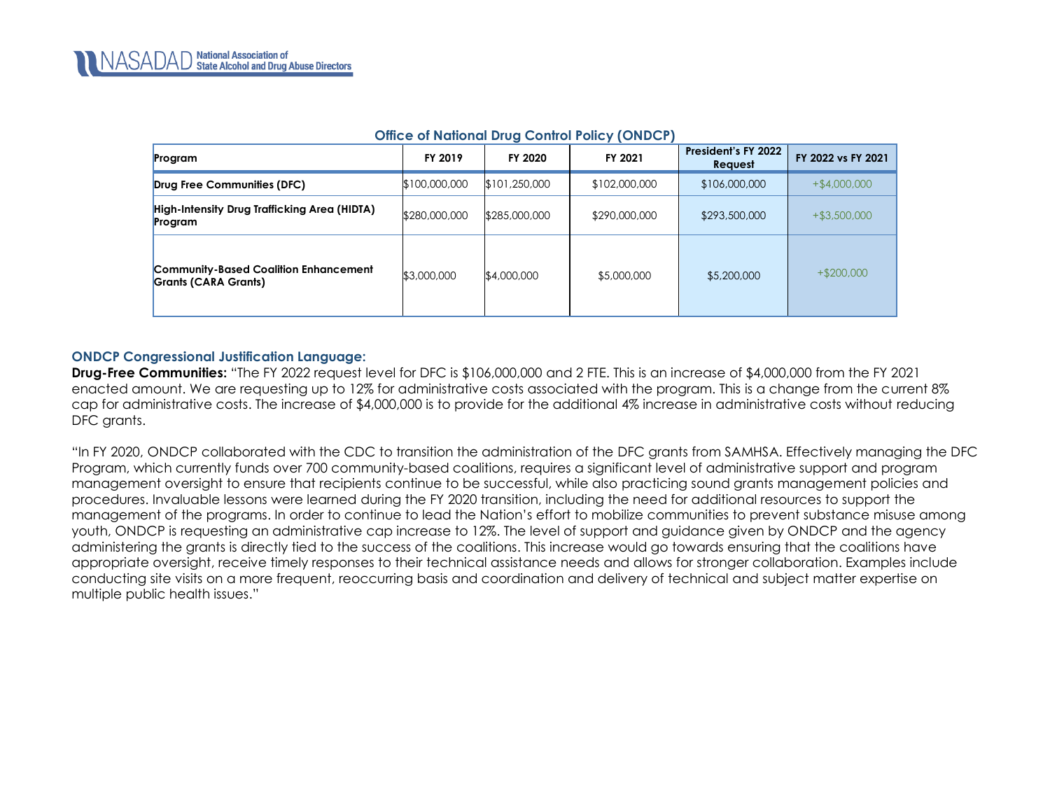## Office of National Drug Control Policy (ONDCP)

| Program | FY 2019 | FY 2020 | FY 2021 | President's FY 2022 Request | FY 2022 vs FY 2021 |
|---|---|---|---|---|---|
| **Drug Free Communities (DFC)** | $100,000,000 | $101,250,000 | $102,000,000 | $106,000,000 | +$4,000,000 |
| **High-Intensity Drug Trafficking Area (HIDTA) Program** | $280,000,000 | $285,000,000 | $290,000,000 | $293,500,000 | +$3,500,000 |
| **Community-Based Coalition Enhancement Grants (CARA Grants)** | $3,000,000 | $4,000,000 | $5,000,000 | $5,200,000 | +$200,000 |

### ONDCP Congressional Justification Language:

**Drug-Free Communities:** "The FY 2022 request level for DFC is $106,000,000 and 2 FTE. This is an increase of $4,000,000 from the FY 2021 enacted amount. We are requesting up to 12% for administrative costs associated with the program. This is a change from the current 8% cap for administrative costs. The increase of $4,000,000 is to provide for the additional 4% increase in administrative costs without reducing DFC grants.

"In FY 2020, ONDCP collaborated with the CDC to transition the administration of the DFC grants from SAMHSA. Effectively managing the DFC Program, which currently funds over 700 community-based coalitions, requires a significant level of administrative support and program management oversight to ensure that recipients continue to be successful, while also practicing sound grants management policies and procedures. Invaluable lessons were learned during the FY 2020 transition, including the need for additional resources to support the management of the programs. In order to continue to lead the Nation's effort to mobilize communities to prevent substance misuse among youth, ONDCP is requesting an administrative cap increase to 12%. The level of support and guidance given by ONDCP and the agency administering the grants is directly tied to the success of the coalitions. This increase would go towards ensuring that the coalitions have appropriate oversight, receive timely responses to their technical assistance needs and allows for stronger collaboration. Examples include conducting site visits on a more frequent, reoccurring basis and coordination and delivery of technical and subject matter expertise on multiple public health issues."